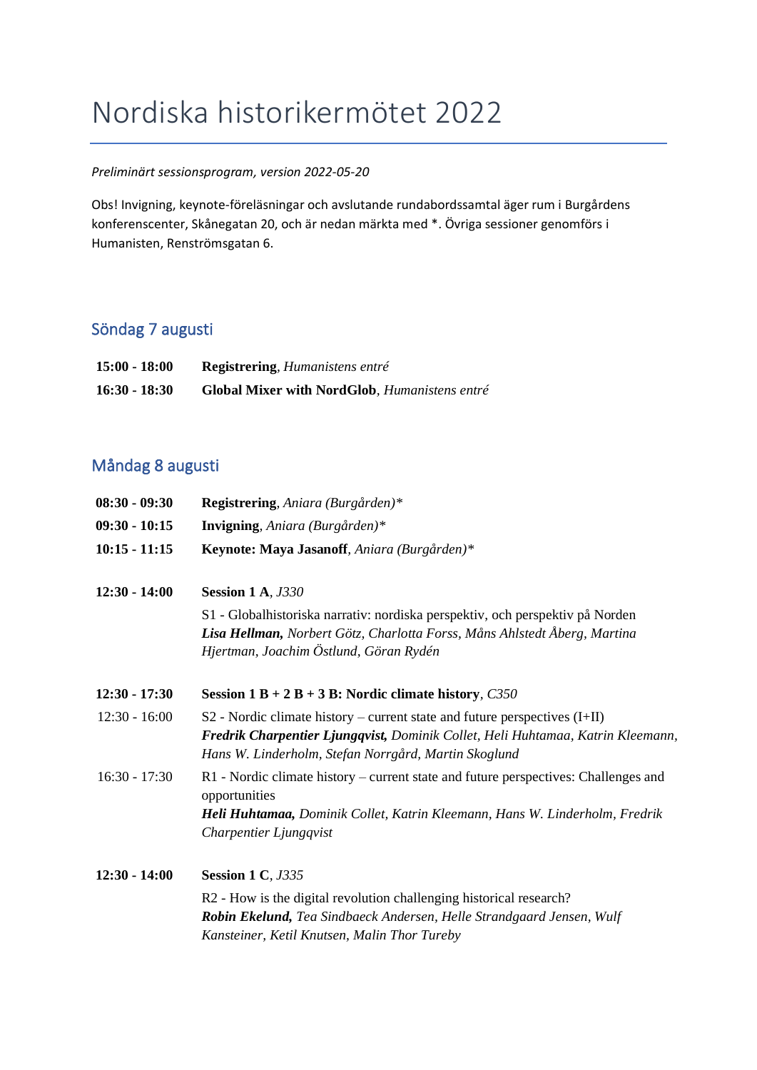# Nordiska historikermötet 2022

*Preliminärt sessionsprogram, version 2022-05-20*

Obs! Invigning, keynote-föreläsningar och avslutande rundabordssamtal äger rum i Burgårdens konferenscenter, Skånegatan 20, och är nedan märkta med *. Övriga sessioner genomförs i Humanisten, Renströmsgatan 6.

## Söndag 7 augusti

**15:00 - 18:00** **Registrering**, *Humanistens entré*

**16:30 - 18:30** **Global Mixer with NordGlob**, *Humanistens entré*

## Måndag 8 augusti

**08:30 - 09:30** **Registrering**, *Aniara (Burgården)**

**09:30 - 10:15** **Invigning**, *Aniara (Burgården)**

**10:15 - 11:15** **Keynote: Maya Jasanoff**, *Aniara (Burgården)**

**12:30 - 14:00** **Session 1 A**, *J330*

S1 - Globalhistoriska narrativ: nordiska perspektiv, och perspektiv på Norden
***Lisa Hellman,*** *Norbert Götz, Charlotta Forss, Måns Ahlstedt Åberg, Martina Hjertman, Joachim Östlund, Göran Rydén*

**12:30 - 17:30** **Session 1 B + 2 B + 3 B: Nordic climate history**, *C350*

12:30 - 16:00 S2 - Nordic climate history – current state and future perspectives (I+II)
***Fredrik Charpentier Ljungqvist,*** *Dominik Collet, Heli Huhtamaa, Katrin Kleemann, Hans W. Linderholm, Stefan Norrgård, Martin Skoglund*

16:30 - 17:30 R1 - Nordic climate history – current state and future perspectives: Challenges and opportunities
***Heli Huhtamaa,*** *Dominik Collet, Katrin Kleemann, Hans W. Linderholm, Fredrik Charpentier Ljungqvist*

**12:30 - 14:00** **Session 1 C**, *J335*

R2 - How is the digital revolution challenging historical research?
***Robin Ekelund,*** *Tea Sindbaeck Andersen, Helle Strandgaard Jensen, Wulf Kansteiner, Ketil Knutsen, Malin Thor Tureby*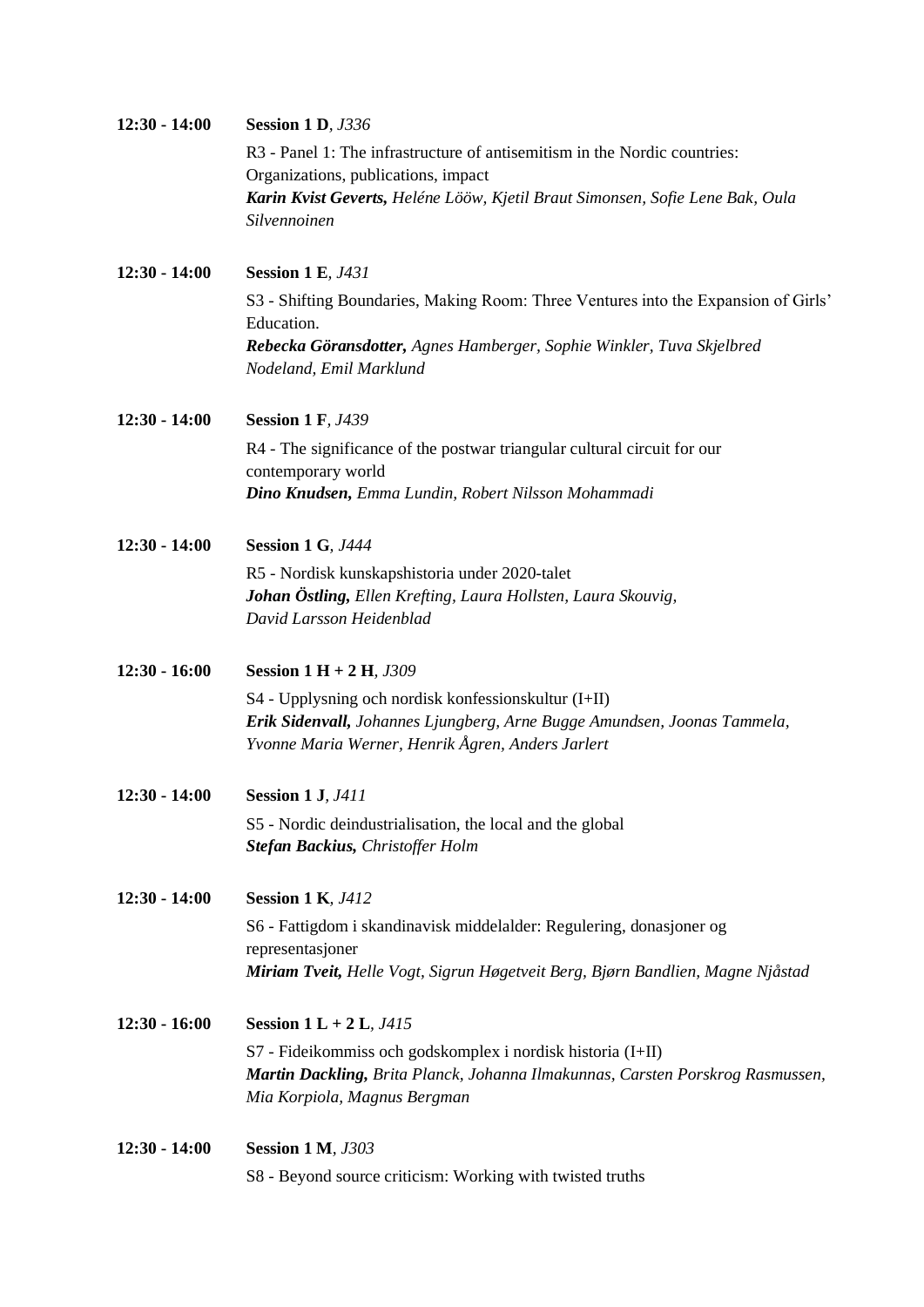**12:30 - 14:00** **Session 1 D**, *J336*

R3 - Panel 1: The infrastructure of antisemitism in the Nordic countries: Organizations, publications, impact
***Karin Kvist Geverts,*** *Heléne Lööw, Kjetil Braut Simonsen, Sofie Lene Bak, Oula Silvennoinen*

**12:30 - 14:00** **Session 1 E**, *J431*

S3 - Shifting Boundaries, Making Room: Three Ventures into the Expansion of Girls' Education.
***Rebecka Göransdotter,*** *Agnes Hamberger, Sophie Winkler, Tuva Skjelbred Nodeland, Emil Marklund*

**12:30 - 14:00** **Session 1 F**, *J439*

R4 - The significance of the postwar triangular cultural circuit for our contemporary world
***Dino Knudsen,*** *Emma Lundin, Robert Nilsson Mohammadi*

**12:30 - 14:00** **Session 1 G**, *J444*

R5 - Nordisk kunskapshistoria under 2020-talet
***Johan Östling,*** *Ellen Krefting, Laura Hollsten, Laura Skouvig, David Larsson Heidenblad*

**12:30 - 16:00** **Session 1 H + 2 H**, *J309*

S4 - Upplysning och nordisk konfessionskultur (I+II)
***Erik Sidenvall,*** *Johannes Ljungberg, Arne Bugge Amundsen, Joonas Tammela, Yvonne Maria Werner, Henrik Ågren, Anders Jarlert*

**12:30 - 14:00** **Session 1 J**, *J411*

S5 - Nordic deindustrialisation, the local and the global
***Stefan Backius,*** *Christoffer Holm*

**12:30 - 14:00** **Session 1 K**, *J412*

S6 - Fattigdom i skandinavisk middelalder: Regulering, donasjoner og representasjoner
***Miriam Tveit,*** *Helle Vogt, Sigrun Høgetveit Berg, Bjørn Bandlien, Magne Njåstad*

**12:30 - 16:00** **Session 1 L + 2 L**, *J415*

S7 - Fideikommiss och godskomplex i nordisk historia (I+II)
***Martin Dackling,*** *Brita Planck, Johanna Ilmakunnas, Carsten Porskrog Rasmussen, Mia Korpiola, Magnus Bergman*

**12:30 - 14:00** **Session 1 M**, *J303*

S8 - Beyond source criticism: Working with twisted truths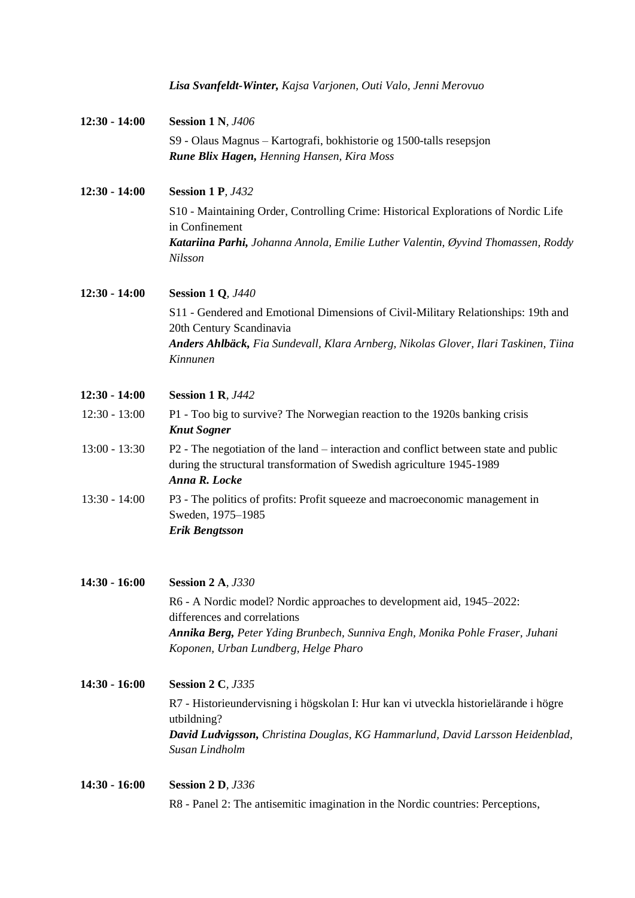***Lisa Svanfeldt-Winter,*** *Kajsa Varjonen, Outi Valo, Jenni Merovuo*

**12:30 - 14:00** **Session 1 N**, *J406*

S9 - Olaus Magnus – Kartografi, bokhistorie og 1500-talls resepsjon
***Rune Blix Hagen,*** *Henning Hansen, Kira Moss*

**12:30 - 14:00** **Session 1 P**, *J432*

S10 - Maintaining Order, Controlling Crime: Historical Explorations of Nordic Life in Confinement
***Katariina Parhi,*** *Johanna Annola, Emilie Luther Valentin, Øyvind Thomassen, Roddy Nilsson*

**12:30 - 14:00** **Session 1 Q**, *J440*

S11 - Gendered and Emotional Dimensions of Civil-Military Relationships: 19th and 20th Century Scandinavia
***Anders Ahlbäck,*** *Fia Sundevall, Klara Arnberg, Nikolas Glover, Ilari Taskinen, Tiina Kinnunen*

**12:30 - 14:00** **Session 1 R**, *J442*

12:30 - 13:00 P1 - Too big to survive? The Norwegian reaction to the 1920s banking crisis
***Knut Sogner***

13:00 - 13:30 P2 - The negotiation of the land – interaction and conflict between state and public during the structural transformation of Swedish agriculture 1945-1989
***Anna R. Locke***

13:30 - 14:00 P3 - The politics of profits: Profit squeeze and macroeconomic management in Sweden, 1975–1985
***Erik Bengtsson***

**14:30 - 16:00** **Session 2 A**, *J330*

R6 - A Nordic model? Nordic approaches to development aid, 1945–2022: differences and correlations
***Annika Berg,*** *Peter Yding Brunbech, Sunniva Engh, Monika Pohle Fraser, Juhani Koponen, Urban Lundberg, Helge Pharo*

**14:30 - 16:00** **Session 2 C**, *J335*

R7 - Historieundervisning i högskolan I: Hur kan vi utveckla historielärande i högre utbildning?
***David Ludvigsson,*** *Christina Douglas, KG Hammarlund, David Larsson Heidenblad, Susan Lindholm*

**14:30 - 16:00** **Session 2 D**, *J336*

R8 - Panel 2: The antisemitic imagination in the Nordic countries: Perceptions,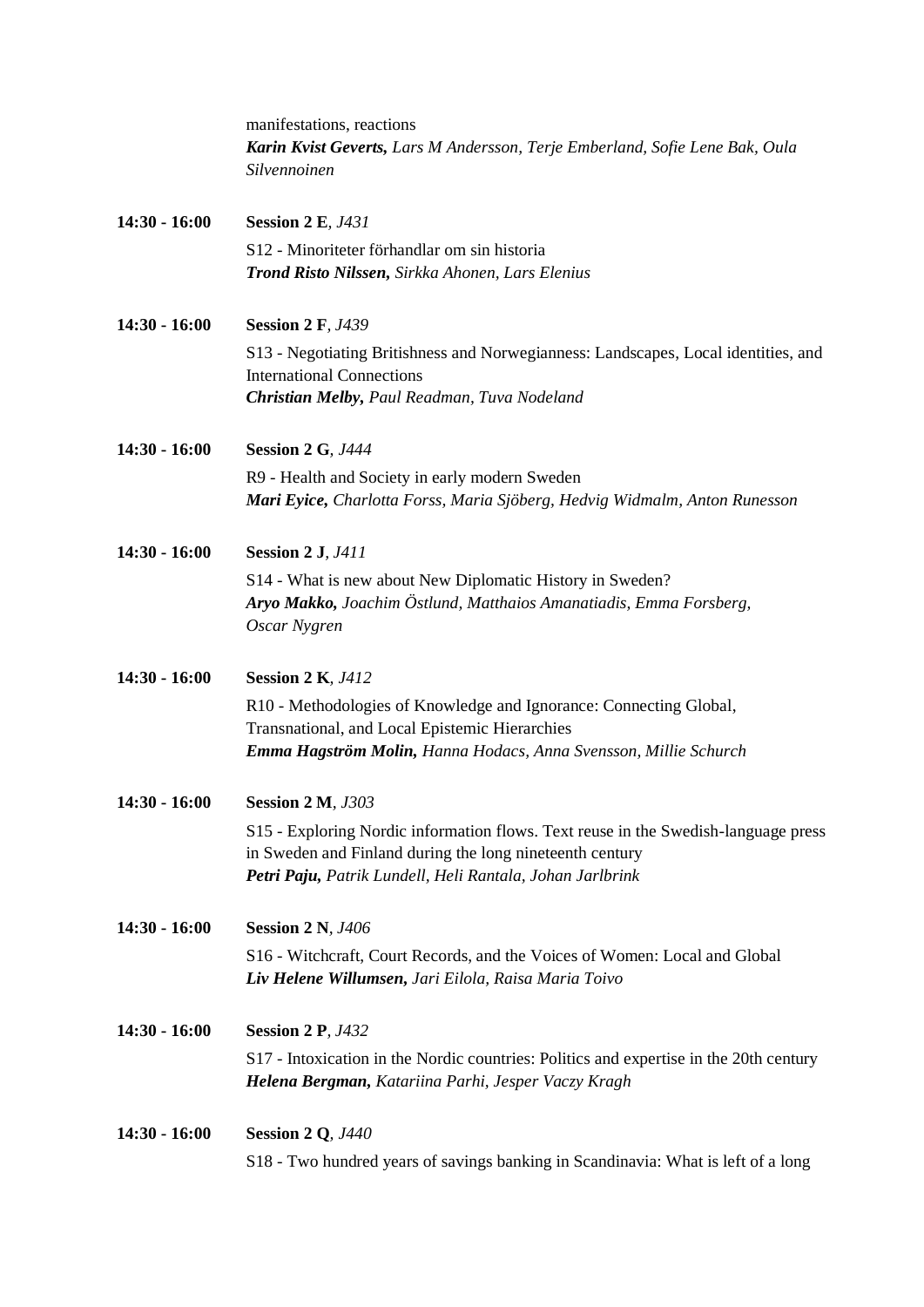manifestations, reactions
***Karin Kvist Geverts,*** *Lars M Andersson, Terje Emberland, Sofie Lene Bak, Oula Silvennoinen*

**14:30 - 16:00** **Session 2 E**, *J431*
S12 - Minoriteter förhandlar om sin historia
***Trond Risto Nilssen,*** *Sirkka Ahonen, Lars Elenius*

**14:30 - 16:00** **Session 2 F**, *J439*
S13 - Negotiating Britishness and Norwegianness: Landscapes, Local identities, and International Connections
***Christian Melby,*** *Paul Readman, Tuva Nodeland*

**14:30 - 16:00** **Session 2 G**, *J444*
R9 - Health and Society in early modern Sweden
***Mari Eyice,*** *Charlotta Forss, Maria Sjöberg, Hedvig Widmalm, Anton Runesson*

**14:30 - 16:00** **Session 2 J**, *J411*
S14 - What is new about New Diplomatic History in Sweden?
***Aryo Makko,*** *Joachim Östlund, Matthaios Amanatiadis, Emma Forsberg, Oscar Nygren*

**14:30 - 16:00** **Session 2 K**, *J412*
R10 - Methodologies of Knowledge and Ignorance: Connecting Global, Transnational, and Local Epistemic Hierarchies
***Emma Hagström Molin,*** *Hanna Hodacs, Anna Svensson, Millie Schurch*

**14:30 - 16:00** **Session 2 M**, *J303*
S15 - Exploring Nordic information flows. Text reuse in the Swedish-language press in Sweden and Finland during the long nineteenth century
***Petri Paju,*** *Patrik Lundell, Heli Rantala, Johan Jarlbrink*

**14:30 - 16:00** **Session 2 N**, *J406*
S16 - Witchcraft, Court Records, and the Voices of Women: Local and Global
***Liv Helene Willumsen,*** *Jari Eilola, Raisa Maria Toivo*

**14:30 - 16:00** **Session 2 P**, *J432*
S17 - Intoxication in the Nordic countries: Politics and expertise in the 20th century
***Helena Bergman,*** *Katariina Parhi, Jesper Vaczy Kragh*

**14:30 - 16:00** **Session 2 Q**, *J440*
S18 - Two hundred years of savings banking in Scandinavia: What is left of a long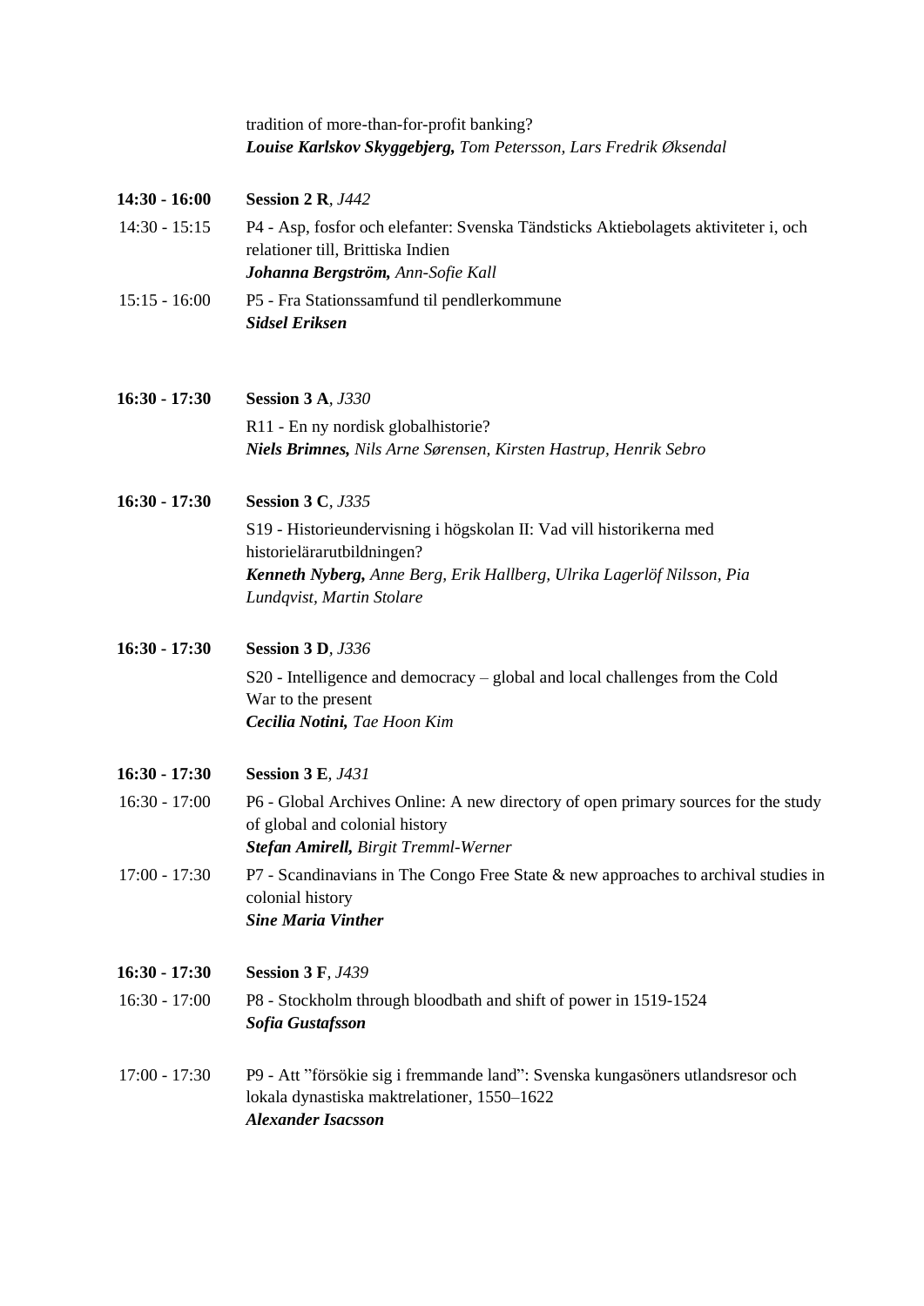tradition of more-than-for-profit banking?
***Louise Karlskov Skyggebjerg,*** *Tom Petersson, Lars Fredrik Øksendal*

**14:30 - 16:00** **Session 2 R**, *J442*

14:30 - 15:15 P4 - Asp, fosfor och elefanter: Svenska Tändsticks Aktiebolagets aktiviteter i, och relationer till, Brittiska Indien
***Johanna Bergström,*** *Ann-Sofie Kall*

15:15 - 16:00 P5 - Fra Stationssamfund til pendlerkommune
***Sidsel Eriksen***

**16:30 - 17:30** **Session 3 A**, *J330*

R11 - En ny nordisk globalhistorie?
***Niels Brimnes,*** *Nils Arne Sørensen, Kirsten Hastrup, Henrik Sebro*

**16:30 - 17:30** **Session 3 C**, *J335*

S19 - Historieundervisning i högskolan II: Vad vill historikerna med historielärarutbildningen?
***Kenneth Nyberg,*** *Anne Berg, Erik Hallberg, Ulrika Lagerlöf Nilsson, Pia Lundqvist, Martin Stolare*

**16:30 - 17:30** **Session 3 D**, *J336*

S20 - Intelligence and democracy – global and local challenges from the Cold War to the present
***Cecilia Notini,*** *Tae Hoon Kim*

**16:30 - 17:30** **Session 3 E**, *J431*

16:30 - 17:00 P6 - Global Archives Online: A new directory of open primary sources for the study of global and colonial history
***Stefan Amirell,*** *Birgit Tremml-Werner*

17:00 - 17:30 P7 - Scandinavians in The Congo Free State & new approaches to archival studies in colonial history
***Sine Maria Vinther***

**16:30 - 17:30** **Session 3 F**, *J439*

16:30 - 17:00 P8 - Stockholm through bloodbath and shift of power in 1519-1524
***Sofia Gustafsson***

17:00 - 17:30 P9 - Att ”försökie sig i fremmande land”: Svenska kungasöners utlandsresor och lokala dynastiska maktrelationer, 1550–1622
***Alexander Isacsson***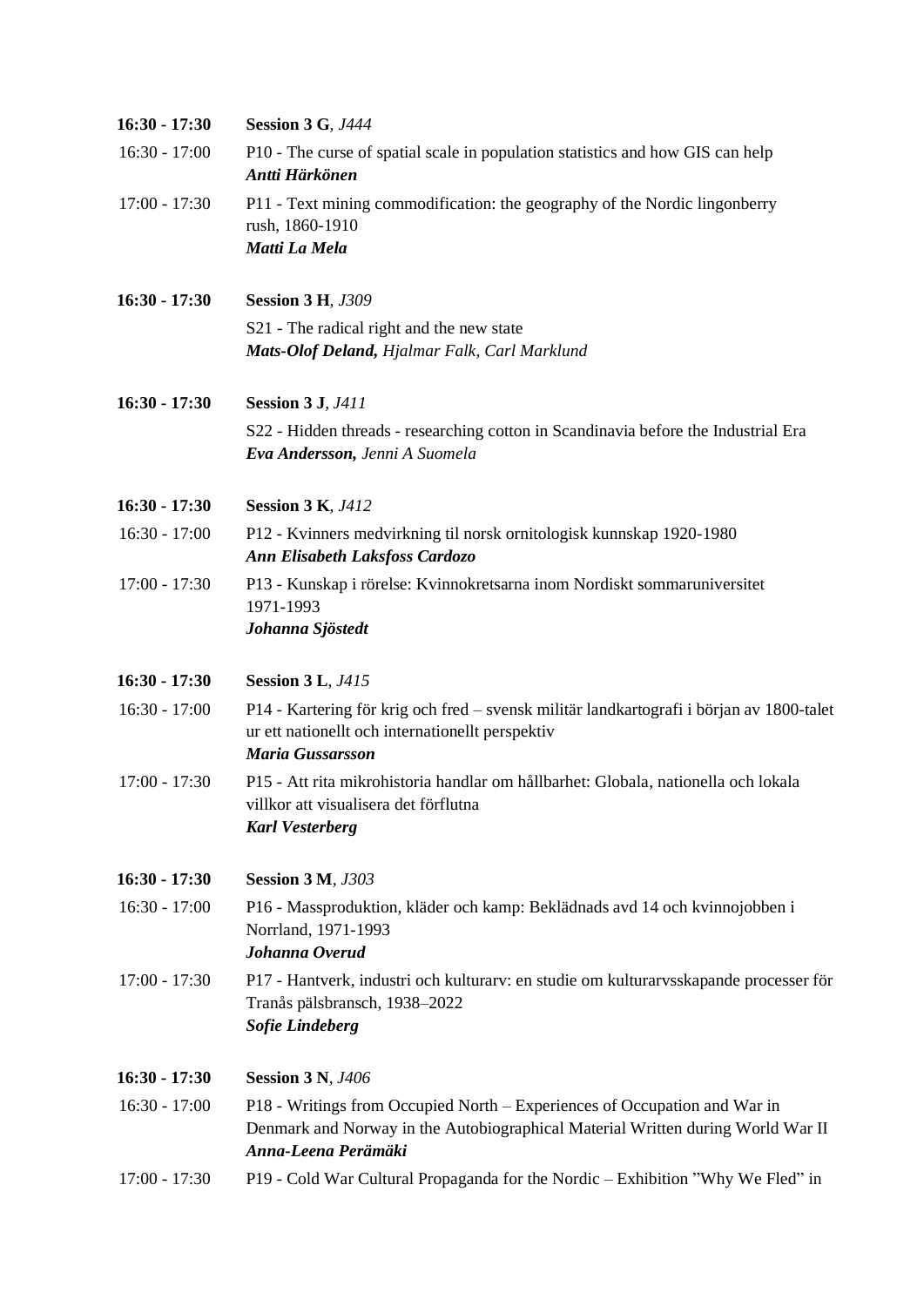**16:30 - 17:30** **Session 3 G**, *J444*

16:30 - 17:00 P10 - The curse of spatial scale in population statistics and how GIS can help
***Antti Härkönen***

17:00 - 17:30 P11 - Text mining commodification: the geography of the Nordic lingonberry rush, 1860-1910
***Matti La Mela***

**16:30 - 17:30** **Session 3 H**, *J309*

S21 - The radical right and the new state
***Mats-Olof Deland,*** *Hjalmar Falk, Carl Marklund*

**16:30 - 17:30** **Session 3 J**, *J411*

S22 - Hidden threads - researching cotton in Scandinavia before the Industrial Era
***Eva Andersson,*** *Jenni A Suomela*

**16:30 - 17:30** **Session 3 K**, *J412*

16:30 - 17:00 P12 - Kvinners medvirkning til norsk ornitologisk kunnskap 1920-1980
***Ann Elisabeth Laksfoss Cardozo***

17:00 - 17:30 P13 - Kunskap i rörelse: Kvinnokretsarna inom Nordiskt sommaruniversitet 1971-1993
***Johanna Sjöstedt***

**16:30 - 17:30** **Session 3 L**, *J415*

16:30 - 17:00 P14 - Kartering för krig och fred – svensk militär landkartografi i början av 1800-talet ur ett nationellt och internationellt perspektiv
***Maria Gussarsson***

17:00 - 17:30 P15 - Att rita mikrohistoria handlar om hållbarhet: Globala, nationella och lokala villkor att visualisera det förflutna
***Karl Vesterberg***

**16:30 - 17:30** **Session 3 M**, *J303*

16:30 - 17:00 P16 - Massproduktion, kläder och kamp: Beklädnads avd 14 och kvinnojobben i Norrland, 1971-1993
***Johanna Overud***

17:00 - 17:30 P17 - Hantverk, industri och kulturarv: en studie om kulturarvsskapande processer för Tranås pälsbransch, 1938–2022
***Sofie Lindeberg***

**16:30 - 17:30** **Session 3 N**, *J406*

16:30 - 17:00 P18 - Writings from Occupied North – Experiences of Occupation and War in Denmark and Norway in the Autobiographical Material Written during World War II
***Anna-Leena Perämäki***

17:00 - 17:30 P19 - Cold War Cultural Propaganda for the Nordic – Exhibition "Why We Fled" in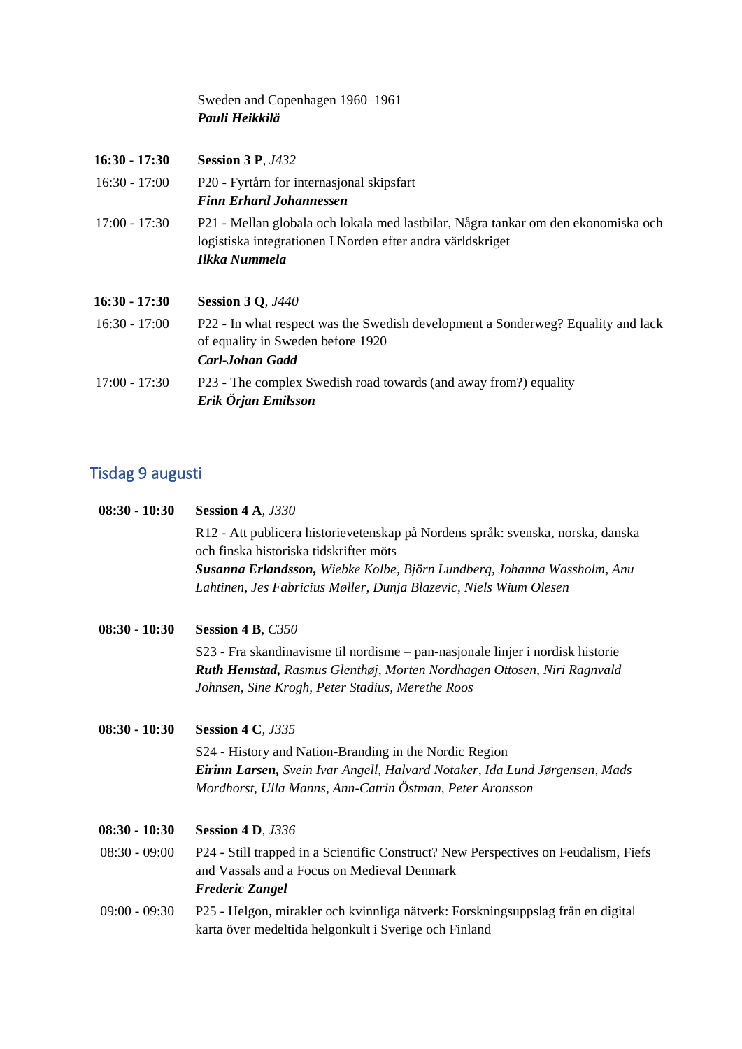Sweden and Copenhagen 1960–1961
***Pauli Heikkilä***

**16:30 - 17:30** **Session 3 P**, *J432*

16:30 - 17:00 P20 - Fyrtårn for internasjonal skipsfart
***Finn Erhard Johannessen***

17:00 - 17:30 P21 - Mellan globala och lokala med lastbilar, Några tankar om den ekonomiska och logistiska integrationen I Norden efter andra världskriget
***Ilkka Nummela***

**16:30 - 17:30** **Session 3 Q**, *J440*

16:30 - 17:00 P22 - In what respect was the Swedish development a Sonderweg? Equality and lack of equality in Sweden before 1920
***Carl-Johan Gadd***

17:00 - 17:30 P23 - The complex Swedish road towards (and away from?) equality
***Erik Örjan Emilsson***

## Tisdag 9 augusti

**08:30 - 10:30** **Session 4 A**, *J330*

R12 - Att publicera historievetenskap på Nordens språk: svenska, norska, danska och finska historiska tidskrifter möts
***Susanna Erlandsson,*** *Wiebke Kolbe, Björn Lundberg, Johanna Wassholm, Anu Lahtinen, Jes Fabricius Møller, Dunja Blazevic, Niels Wium Olesen*

**08:30 - 10:30** **Session 4 B**, *C350*

S23 - Fra skandinavisme til nordisme – pan-nasjonale linjer i nordisk historie
***Ruth Hemstad,*** *Rasmus Glenthøj, Morten Nordhagen Ottosen, Niri Ragnvald Johnsen, Sine Krogh, Peter Stadius, Merethe Roos*

**08:30 - 10:30** **Session 4 C**, *J335*

S24 - History and Nation-Branding in the Nordic Region
***Eirinn Larsen,*** *Svein Ivar Angell, Halvard Notaker, Ida Lund Jørgensen, Mads Mordhorst, Ulla Manns, Ann-Catrin Östman, Peter Aronsson*

**08:30 - 10:30** **Session 4 D**, *J336*

08:30 - 09:00 P24 - Still trapped in a Scientific Construct? New Perspectives on Feudalism, Fiefs and Vassals and a Focus on Medieval Denmark
***Frederic Zangel***

09:00 - 09:30 P25 - Helgon, mirakler och kvinnliga nätverk: Forskningsuppslag från en digital karta över medeltida helgonkult i Sverige och Finland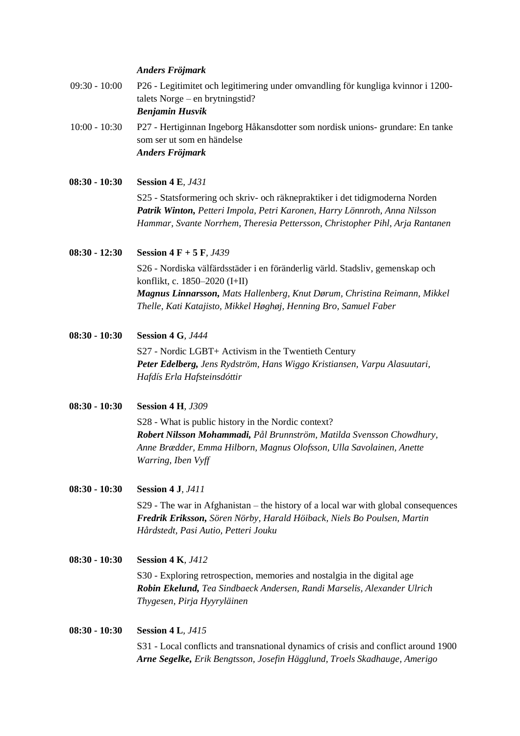***Anders Fröjmark***

09:30 - 10:00 P26 - Legitimitet och legitimering under omvandling för kungliga kvinnor i 1200-talets Norge – en brytningstid?
***Benjamin Husvik***

10:00 - 10:30 P27 - Hertiginnan Ingeborg Håkansdotter som nordisk unions- grundare: En tanke som ser ut som en händelse
***Anders Fröjmark***

**08:30 - 10:30 Session 4 E**, *J431*

S25 - Statsformering och skriv- och räknepraktiker i det tidigmoderna Norden
***Patrik Winton,*** *Petteri Impola, Petri Karonen, Harry Lönnroth, Anna Nilsson Hammar, Svante Norrhem, Theresia Pettersson, Christopher Pihl, Arja Rantanen*

**08:30 - 12:30 Session 4 F + 5 F**, *J439*

S26 - Nordiska välfärdsstäder i en föränderlig värld. Stadsliv, gemenskap och konflikt, c. 1850–2020 (I+II)
***Magnus Linnarsson,*** *Mats Hallenberg, Knut Dørum, Christina Reimann, Mikkel Thelle, Kati Katajisto, Mikkel Høghøj, Henning Bro, Samuel Faber*

**08:30 - 10:30 Session 4 G**, *J444*

S27 - Nordic LGBT+ Activism in the Twentieth Century
***Peter Edelberg,*** *Jens Rydström, Hans Wiggo Kristiansen, Varpu Alasuutari, Hafdís Erla Hafsteinsdóttir*

**08:30 - 10:30 Session 4 H**, *J309*

S28 - What is public history in the Nordic context?
***Robert Nilsson Mohammadi,*** *Pål Brunnström, Matilda Svensson Chowdhury, Anne Brædder, Emma Hilborn, Magnus Olofsson, Ulla Savolainen, Anette Warring, Iben Vyff*

**08:30 - 10:30 Session 4 J**, *J411*

S29 - The war in Afghanistan – the history of a local war with global consequences
***Fredrik Eriksson,*** *Sören Nörby, Harald Höiback, Niels Bo Poulsen, Martin Hårdstedt, Pasi Autio, Petteri Jouku*

**08:30 - 10:30 Session 4 K**, *J412*

S30 - Exploring retrospection, memories and nostalgia in the digital age
***Robin Ekelund,*** *Tea Sindbaeck Andersen, Randi Marselis, Alexander Ulrich Thygesen, Pirja Hyyryläinen*

**08:30 - 10:30 Session 4 L**, *J415*

S31 - Local conflicts and transnational dynamics of crisis and conflict around 1900
***Arne Segelke,*** *Erik Bengtsson, Josefin Hägglund, Troels Skadhauge, Amerigo*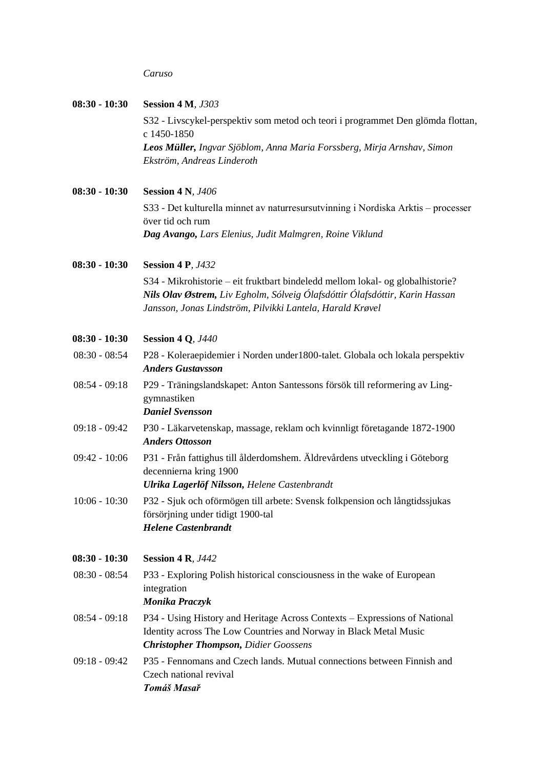*Caruso*

**08:30 - 10:30** **Session 4 M**, *J303*

S32 - Livscykel-perspektiv som metod och teori i programmet Den glömda flottan, c 1450-1850
***Leos Müller,*** *Ingvar Sjöblom, Anna Maria Forssberg, Mirja Arnshav, Simon Ekström, Andreas Linderoth*

**08:30 - 10:30** **Session 4 N**, *J406*

S33 - Det kulturella minnet av naturresursutvinning i Nordiska Arktis – processer över tid och rum
***Dag Avango,*** *Lars Elenius, Judit Malmgren, Roine Viklund*

**08:30 - 10:30** **Session 4 P**, *J432*

S34 - Mikrohistorie – eit fruktbart bindeledd mellom lokal- og globalhistorie?
***Nils Olav Østrem,*** *Liv Egholm, Sólveig Ólafsdóttir Ólafsdóttir, Karin Hassan Jansson, Jonas Lindström, Pilvikki Lantela, Harald Krøvel*

**08:30 - 10:30** **Session 4 Q**, *J440*

08:30 - 08:54 P28 - Koleraepidemier i Norden under1800-talet. Globala och lokala perspektiv
***Anders Gustavsson***

08:54 - 09:18 P29 - Träningslandskapet: Anton Santessons försök till reformering av Ling-gymnastiken
***Daniel Svensson***

09:18 - 09:42 P30 - Läkarvetenskap, massage, reklam och kvinnligt företagande 1872-1900
***Anders Ottosson***

09:42 - 10:06 P31 - Från fattighus till ålderdomshem. Äldrevårdens utveckling i Göteborg decennierna kring 1900
***Ulrika Lagerlöf Nilsson,*** *Helene Castenbrandt*

10:06 - 10:30 P32 - Sjuk och oförmögen till arbete: Svensk folkpension och långtidssjukas försörjning under tidigt 1900-tal
***Helene Castenbrandt***

**08:30 - 10:30** **Session 4 R**, *J442*

08:30 - 08:54 P33 - Exploring Polish historical consciousness in the wake of European integration
***Monika Praczyk***

08:54 - 09:18 P34 - Using History and Heritage Across Contexts – Expressions of National Identity across The Low Countries and Norway in Black Metal Music
***Christopher Thompson,*** *Didier Goossens*

09:18 - 09:42 P35 - Fennomans and Czech lands. Mutual connections between Finnish and Czech national revival
***Tomáš Masař***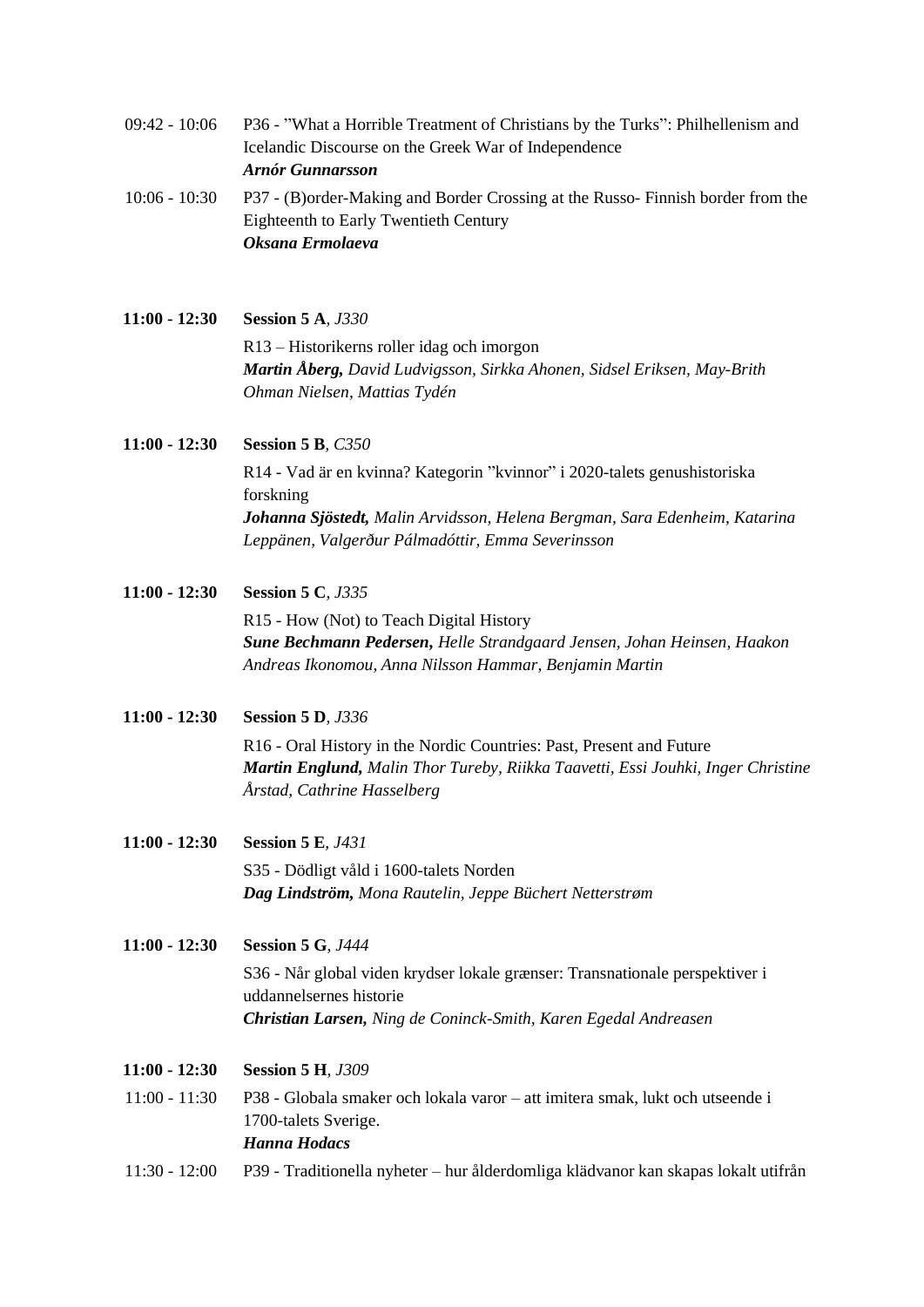09:42 - 10:06 P36 - ”What a Horrible Treatment of Christians by the Turks”: Philhellenism and Icelandic Discourse on the Greek War of Independence
***Arnór Gunnarsson***

10:06 - 10:30 P37 - (B)order-Making and Border Crossing at the Russo- Finnish border from the Eighteenth to Early Twentieth Century
***Oksana Ermolaeva***

**11:00 - 12:30** **Session 5 A**, *J330*

R13 – Historikerns roller idag och imorgon
***Martin Åberg,*** *David Ludvigsson, Sirkka Ahonen, Sidsel Eriksen, May-Brith Ohman Nielsen, Mattias Tydén*

**11:00 - 12:30** **Session 5 B**, *C350*

R14 - Vad är en kvinna? Kategorin ”kvinnor” i 2020-talets genushistoriska forskning
***Johanna Sjöstedt,*** *Malin Arvidsson, Helena Bergman, Sara Edenheim, Katarina Leppänen, Valgerður Pálmadóttir, Emma Severinsson*

**11:00 - 12:30** **Session 5 C**, *J335*

R15 - How (Not) to Teach Digital History
***Sune Bechmann Pedersen,*** *Helle Strandgaard Jensen, Johan Heinsen, Haakon Andreas Ikonomou, Anna Nilsson Hammar, Benjamin Martin*

**11:00 - 12:30** **Session 5 D**, *J336*

R16 - Oral History in the Nordic Countries: Past, Present and Future
***Martin Englund,*** *Malin Thor Tureby, Riikka Taavetti, Essi Jouhki, Inger Christine Årstad, Cathrine Hasselberg*

**11:00 - 12:30** **Session 5 E**, *J431*

S35 - Dödligt våld i 1600-talets Norden
***Dag Lindström,*** *Mona Rautelin, Jeppe Büchert Netterstrøm*

**11:00 - 12:30** **Session 5 G**, *J444*

S36 - Når global viden krydser lokale grænser: Transnationale perspektiver i uddannelsernes historie
***Christian Larsen,*** *Ning de Coninck-Smith, Karen Egedal Andreasen*

**11:00 - 12:30** **Session 5 H**, *J309*

11:00 - 11:30 P38 - Globala smaker och lokala varor – att imitera smak, lukt och utseende i 1700-talets Sverige.
***Hanna Hodacs***

11:30 - 12:00 P39 - Traditionella nyheter – hur ålderdomliga klädvanor kan skapas lokalt utifrån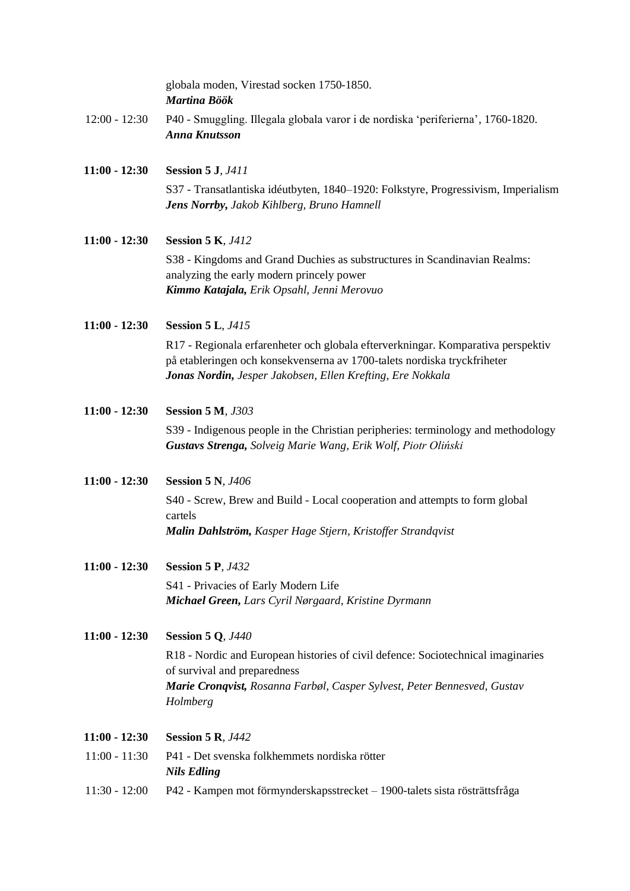globala moden, Virestad socken 1750-1850.
***Martina Böök***

12:00 - 12:30 P40 - Smuggling. Illegala globala varor i de nordiska 'periferierna', 1760-1820.
***Anna Knutsson***

**11:00 - 12:30** **Session 5 J**, *J411*

S37 - Transatlantiska idéutbyten, 1840–1920: Folkstyre, Progressivism, Imperialism
***Jens Norrby,*** *Jakob Kihlberg, Bruno Hamnell*

**11:00 - 12:30** **Session 5 K**, *J412*

S38 - Kingdoms and Grand Duchies as substructures in Scandinavian Realms: analyzing the early modern princely power
***Kimmo Katajala,*** *Erik Opsahl, Jenni Merovuo*

**11:00 - 12:30** **Session 5 L**, *J415*

R17 - Regionala erfarenheter och globala efterverkningar. Komparativa perspektiv på etableringen och konsekvenserna av 1700-talets nordiska tryckfriheter
***Jonas Nordin,*** *Jesper Jakobsen, Ellen Krefting, Ere Nokkala*

**11:00 - 12:30** **Session 5 M**, *J303*

S39 - Indigenous people in the Christian peripheries: terminology and methodology
***Gustavs Strenga,*** *Solveig Marie Wang, Erik Wolf, Piotr Oliński*

**11:00 - 12:30** **Session 5 N**, *J406*

S40 - Screw, Brew and Build - Local cooperation and attempts to form global cartels
***Malin Dahlström,*** *Kasper Hage Stjern, Kristoffer Strandqvist*

**11:00 - 12:30** **Session 5 P**, *J432*

S41 - Privacies of Early Modern Life
***Michael Green,*** *Lars Cyril Nørgaard, Kristine Dyrmann*

**11:00 - 12:30** **Session 5 Q**, *J440*

R18 - Nordic and European histories of civil defence: Sociotechnical imaginaries of survival and preparedness
***Marie Cronqvist,*** *Rosanna Farbøl, Casper Sylvest, Peter Bennesved, Gustav Holmberg*

**11:00 - 12:30** **Session 5 R**, *J442*

11:00 - 11:30 P41 - Det svenska folkhemmets nordiska rötter
***Nils Edling***

11:30 - 12:00 P42 - Kampen mot förmynderskapsstrecket – 1900-talets sista rösträttsfråga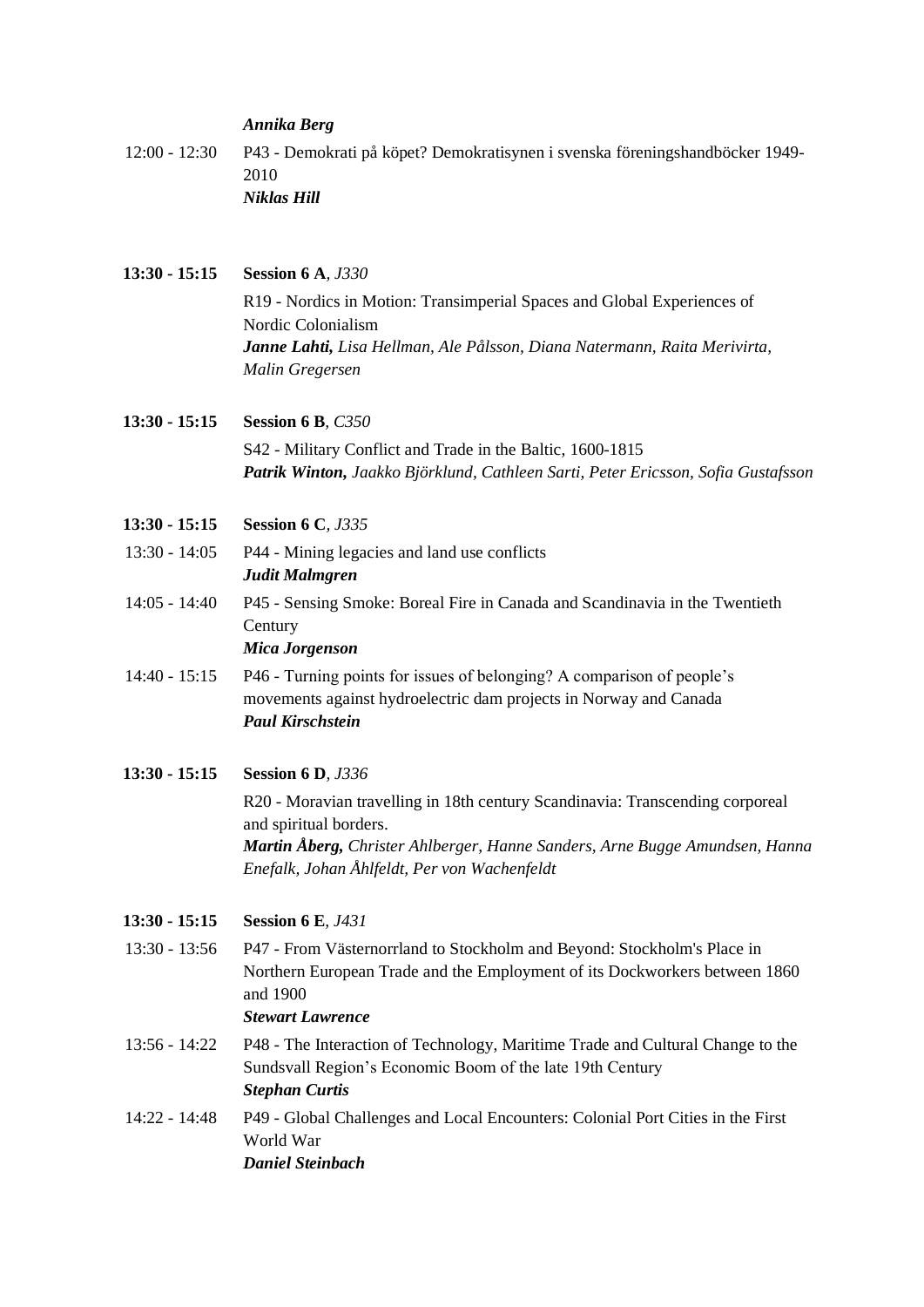***Annika Berg***

12:00 - 12:30 P43 - Demokrati på köpet? Demokratisynen i svenska föreningshandböcker 1949-2010
***Niklas Hill***

**13:30 - 15:15** **Session 6 A**, *J330*

R19 - Nordics in Motion: Transimperial Spaces and Global Experiences of Nordic Colonialism
***Janne Lahti,*** *Lisa Hellman, Ale Pålsson, Diana Natermann, Raita Merivirta, Malin Gregersen*

**13:30 - 15:15** **Session 6 B**, *C350*

S42 - Military Conflict and Trade in the Baltic, 1600-1815
***Patrik Winton,*** *Jaakko Björklund, Cathleen Sarti, Peter Ericsson, Sofia Gustafsson*

**13:30 - 15:15** **Session 6 C**, *J335*

13:30 - 14:05 P44 - Mining legacies and land use conflicts
***Judit Malmgren***

14:05 - 14:40 P45 - Sensing Smoke: Boreal Fire in Canada and Scandinavia in the Twentieth Century
***Mica Jorgenson***

14:40 - 15:15 P46 - Turning points for issues of belonging? A comparison of people's movements against hydroelectric dam projects in Norway and Canada
***Paul Kirschstein***

**13:30 - 15:15** **Session 6 D**, *J336*

R20 - Moravian travelling in 18th century Scandinavia: Transcending corporeal and spiritual borders.
***Martin Åberg,*** *Christer Ahlberger, Hanne Sanders, Arne Bugge Amundsen, Hanna Enefalk, Johan Åhlfeldt, Per von Wachenfeldt*

**13:30 - 15:15** **Session 6 E**, *J431*

13:30 - 13:56 P47 - From Västernorrland to Stockholm and Beyond: Stockholm's Place in Northern European Trade and the Employment of its Dockworkers between 1860 and 1900
***Stewart Lawrence***

13:56 - 14:22 P48 - The Interaction of Technology, Maritime Trade and Cultural Change to the Sundsvall Region's Economic Boom of the late 19th Century
***Stephan Curtis***

14:22 - 14:48 P49 - Global Challenges and Local Encounters: Colonial Port Cities in the First World War
***Daniel Steinbach***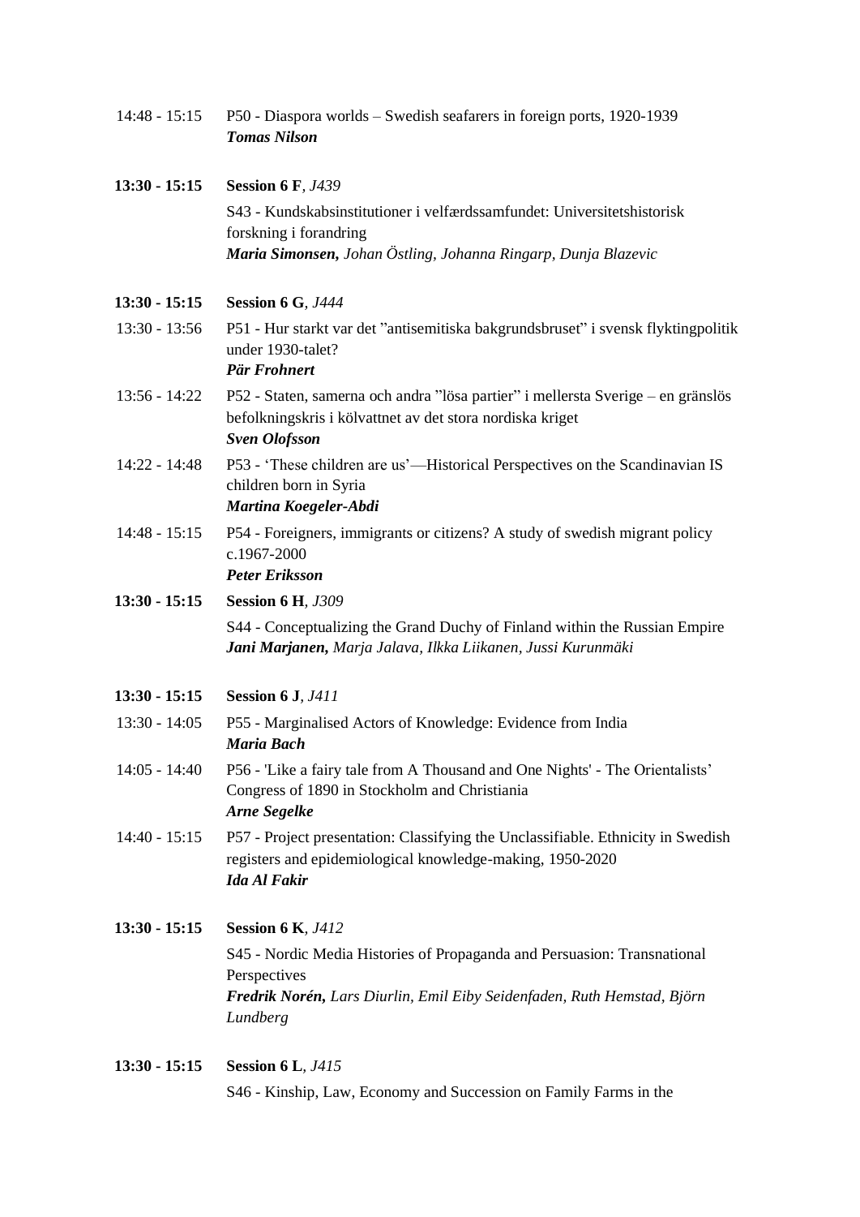14:48 - 15:15 P50 - Diaspora worlds – Swedish seafarers in foreign ports, 1920-1939
***Tomas Nilson***

**13:30 - 15:15 Session 6 F**, *J439*

S43 - Kundskabsinstitutioner i velfærdssamfundet: Universitetshistorisk forskning i forandring
***Maria Simonsen,*** *Johan Östling, Johanna Ringarp, Dunja Blazevic*

**13:30 - 15:15 Session 6 G**, *J444*

13:30 - 13:56 P51 - Hur starkt var det ”antisemitiska bakgrundsbruset” i svensk flyktingpolitik under 1930-talet?
***Pär Frohnert***

13:56 - 14:22 P52 - Staten, samerna och andra ”lösa partier” i mellersta Sverige – en gränslös befolkningskris i kölvattnet av det stora nordiska kriget
***Sven Olofsson***

14:22 - 14:48 P53 - ‘These children are us’—Historical Perspectives on the Scandinavian IS children born in Syria
***Martina Koegeler-Abdi***

14:48 - 15:15 P54 - Foreigners, immigrants or citizens? A study of swedish migrant policy c.1967-2000
***Peter Eriksson***

**13:30 - 15:15 Session 6 H**, *J309*

S44 - Conceptualizing the Grand Duchy of Finland within the Russian Empire
***Jani Marjanen,*** *Marja Jalava, Ilkka Liikanen, Jussi Kurunmäki*

**13:30 - 15:15 Session 6 J**, *J411*

13:30 - 14:05 P55 - Marginalised Actors of Knowledge: Evidence from India
***Maria Bach***

14:05 - 14:40 P56 - 'Like a fairy tale from A Thousand and One Nights' - The Orientalists’ Congress of 1890 in Stockholm and Christiania
***Arne Segelke***

14:40 - 15:15 P57 - Project presentation: Classifying the Unclassifiable. Ethnicity in Swedish registers and epidemiological knowledge-making, 1950-2020
***Ida Al Fakir***

**13:30 - 15:15 Session 6 K**, *J412*

S45 - Nordic Media Histories of Propaganda and Persuasion: Transnational Perspectives
***Fredrik Norén,*** *Lars Diurlin, Emil Eiby Seidenfaden, Ruth Hemstad, Björn Lundberg*

**13:30 - 15:15 Session 6 L**, *J415*

S46 - Kinship, Law, Economy and Succession on Family Farms in the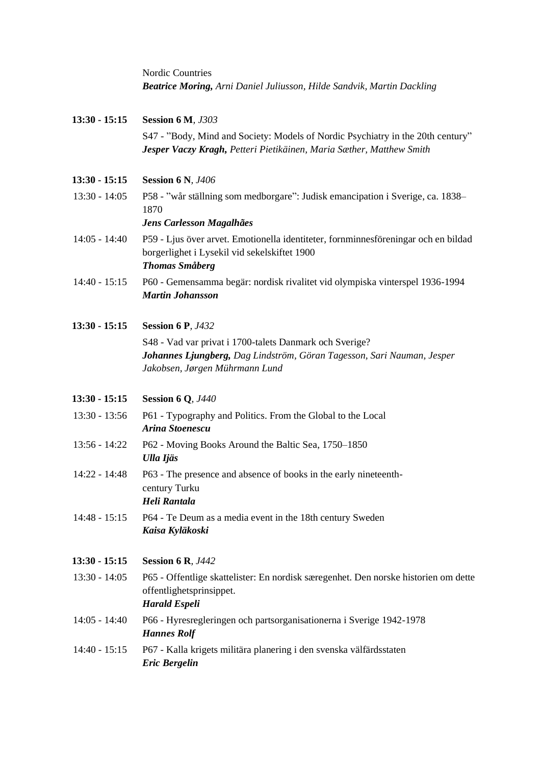Nordic Countries
***Beatrice Moring,*** *Arni Daniel Juliusson, Hilde Sandvik, Martin Dackling*

**13:30 - 15:15** **Session 6 M**, *J303*

S47 - ”Body, Mind and Society: Models of Nordic Psychiatry in the 20th century”
***Jesper Vaczy Kragh,*** *Petteri Pietikäinen, Maria Sæther, Matthew Smith*

**13:30 - 15:15** **Session 6 N**, *J406*

13:30 - 14:05 P58 - ”wår ställning som medborgare”: Judisk emancipation i Sverige, ca. 1838–1870
***Jens Carlesson Magalhães***

14:05 - 14:40 P59 - Ljus över arvet. Emotionella identiteter, fornminnesföreningar och en bildad borgerlighet i Lysekil vid sekelskiftet 1900
***Thomas Småberg***

14:40 - 15:15 P60 - Gemensamma begär: nordisk rivalitet vid olympiska vinterspel 1936-1994
***Martin Johansson***

**13:30 - 15:15** **Session 6 P**, *J432*

S48 - Vad var privat i 1700-talets Danmark och Sverige?
***Johannes Ljungberg,*** *Dag Lindström, Göran Tagesson, Sari Nauman, Jesper Jakobsen, Jørgen Mührmann Lund*

**13:30 - 15:15** **Session 6 Q**, *J440*

13:30 - 13:56 P61 - Typography and Politics. From the Global to the Local
***Arina Stoenescu***

13:56 - 14:22 P62 - Moving Books Around the Baltic Sea, 1750–1850
***Ulla Ijäs***

14:22 - 14:48 P63 - The presence and absence of books in the early nineteenth-century Turku
***Heli Rantala***

14:48 - 15:15 P64 - Te Deum as a media event in the 18th century Sweden
***Kaisa Kyläkoski***

**13:30 - 15:15** **Session 6 R**, *J442*

13:30 - 14:05 P65 - Offentlige skattelister: En nordisk særegenhet. Den norske historien om dette offentlighetsprinsippet.
***Harald Espeli***

14:05 - 14:40 P66 - Hyresregleringen och partsorganisationerna i Sverige 1942-1978
***Hannes Rolf***

14:40 - 15:15 P67 - Kalla krigets militära planering i den svenska välfärdsstaten
***Eric Bergelin***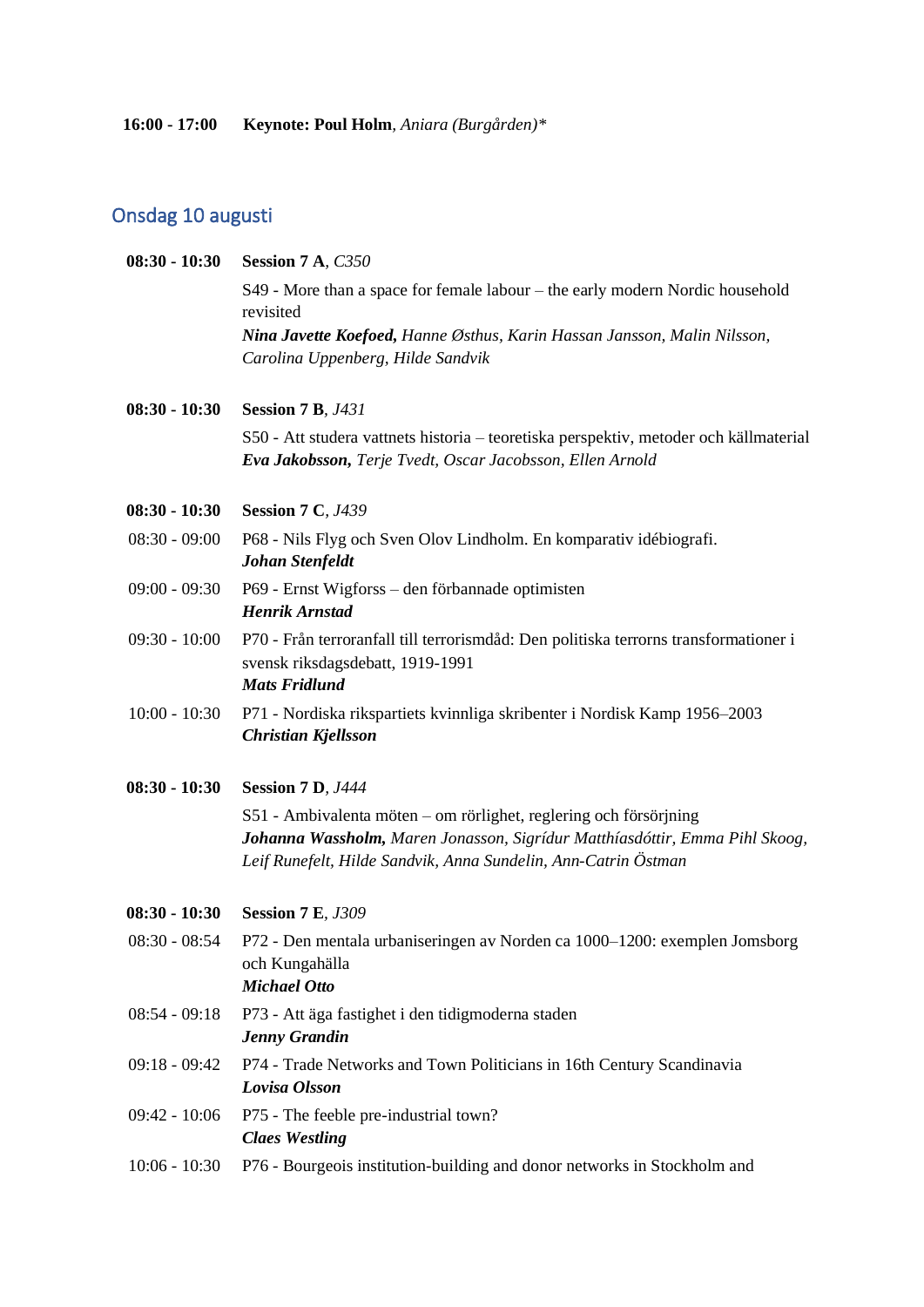**16:00 - 17:00** **Keynote: Poul Holm**, *Aniara (Burgården)\**

## Onsdag 10 augusti

**08:30 - 10:30** **Session 7 A**, *C350*

S49 - More than a space for female labour – the early modern Nordic household revisited
***Nina Javette Koefoed,*** *Hanne Østhus, Karin Hassan Jansson, Malin Nilsson, Carolina Uppenberg, Hilde Sandvik*

**08:30 - 10:30** **Session 7 B**, *J431*

S50 - Att studera vattnets historia – teoretiska perspektiv, metoder och källmaterial
***Eva Jakobsson,*** *Terje Tvedt, Oscar Jacobsson, Ellen Arnold*

**08:30 - 10:30** **Session 7 C**, *J439*

08:30 - 09:00 P68 - Nils Flyg och Sven Olov Lindholm. En komparativ idébiografi.
***Johan Stenfeldt***

09:00 - 09:30 P69 - Ernst Wigforss – den förbannade optimisten
***Henrik Arnstad***

09:30 - 10:00 P70 - Från terroranfall till terrorismdåd: Den politiska terrorns transformationer i svensk riksdagsdebatt, 1919-1991
***Mats Fridlund***

10:00 - 10:30 P71 - Nordiska rikspartiets kvinnliga skribenter i Nordisk Kamp 1956–2003
***Christian Kjellsson***

**08:30 - 10:30** **Session 7 D**, *J444*

S51 - Ambivalenta möten – om rörlighet, reglering och försörjning
***Johanna Wassholm,*** *Maren Jonasson, Sigrídur Matthíasdóttir, Emma Pihl Skoog, Leif Runefelt, Hilde Sandvik, Anna Sundelin, Ann-Catrin Östman*

**08:30 - 10:30** **Session 7 E**, *J309*

08:30 - 08:54 P72 - Den mentala urbaniseringen av Norden ca 1000–1200: exemplen Jomsborg och Kungahälla
***Michael Otto***

08:54 - 09:18 P73 - Att äga fastighet i den tidigmoderna staden
***Jenny Grandin***

09:18 - 09:42 P74 - Trade Networks and Town Politicians in 16th Century Scandinavia
***Lovisa Olsson***

09:42 - 10:06 P75 - The feeble pre-industrial town?
***Claes Westling***

10:06 - 10:30 P76 - Bourgeois institution-building and donor networks in Stockholm and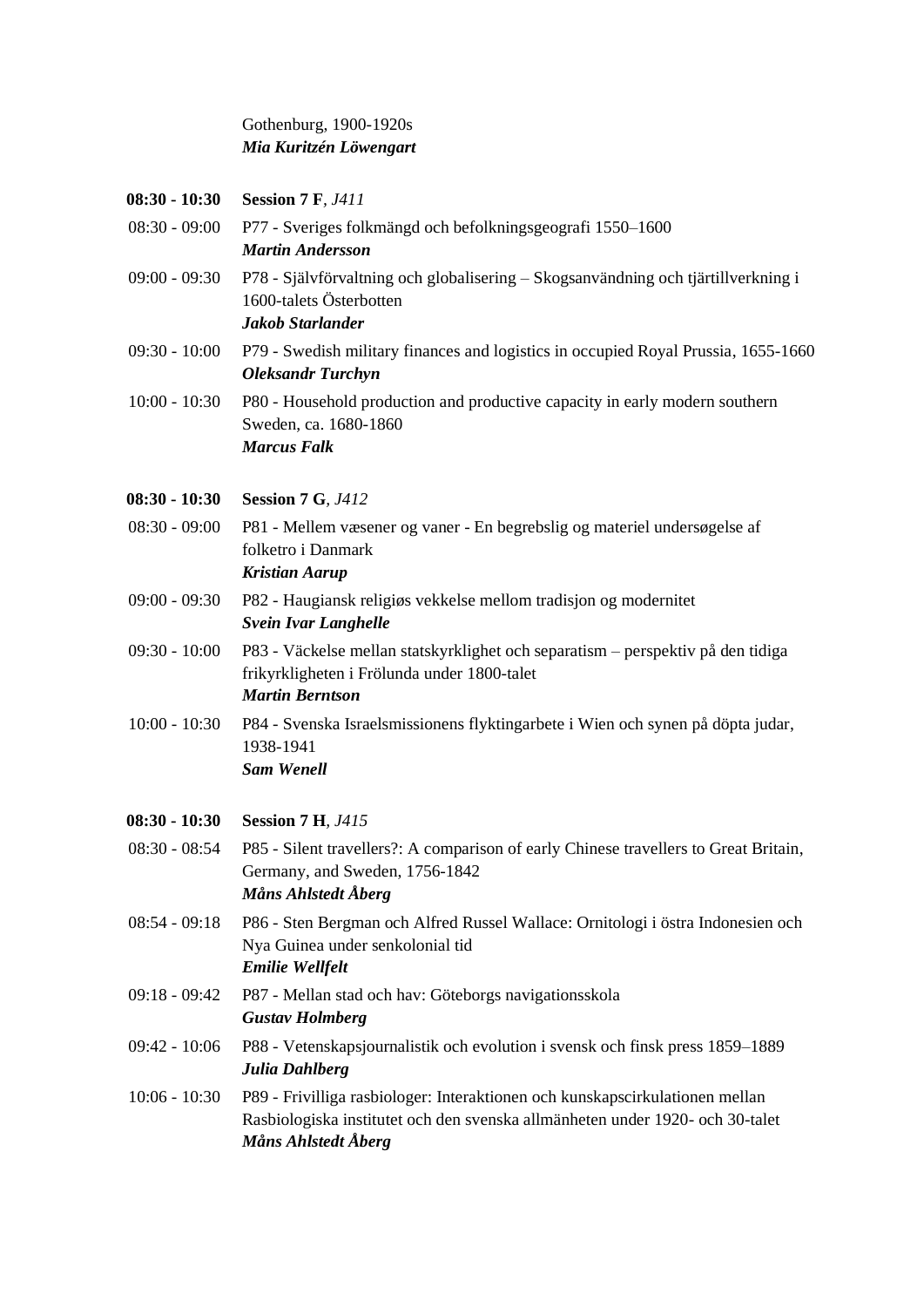Gothenburg, 1900-1920s
***Mia Kuritzén Löwengart***

**08:30 - 10:30** **Session 7 F**, *J411*

08:30 - 09:00 P77 - Sveriges folkmängd och befolkningsgeografi 1550–1600
***Martin Andersson***

09:00 - 09:30 P78 - Självförvaltning och globalisering – Skogsanvändning och tjärtillverkning i 1600-talets Österbotten
***Jakob Starlander***

09:30 - 10:00 P79 - Swedish military finances and logistics in occupied Royal Prussia, 1655-1660
***Oleksandr Turchyn***

10:00 - 10:30 P80 - Household production and productive capacity in early modern southern Sweden, ca. 1680-1860
***Marcus Falk***

**08:30 - 10:30** **Session 7 G**, *J412*

08:30 - 09:00 P81 - Mellem væsener og vaner - En begrebslig og materiel undersøgelse af folketro i Danmark
***Kristian Aarup***

09:00 - 09:30 P82 - Haugiansk religiøs vekkelse mellom tradisjon og modernitet
***Svein Ivar Langhelle***

09:30 - 10:00 P83 - Väckelse mellan statskyrklighet och separatism – perspektiv på den tidiga frikyrkligheten i Frölunda under 1800-talet
***Martin Berntson***

10:00 - 10:30 P84 - Svenska Israelsmissionens flyktingarbete i Wien och synen på döpta judar, 1938-1941
***Sam Wenell***

**08:30 - 10:30** **Session 7 H**, *J415*

08:30 - 08:54 P85 - Silent travellers?: A comparison of early Chinese travellers to Great Britain, Germany, and Sweden, 1756-1842
***Måns Ahlstedt Åberg***

08:54 - 09:18 P86 - Sten Bergman och Alfred Russel Wallace: Ornitologi i östra Indonesien och Nya Guinea under senkolonial tid
***Emilie Wellfelt***

09:18 - 09:42 P87 - Mellan stad och hav: Göteborgs navigationsskola
***Gustav Holmberg***

09:42 - 10:06 P88 - Vetenskapsjournalistik och evolution i svensk och finsk press 1859–1889
***Julia Dahlberg***

10:06 - 10:30 P89 - Frivilliga rasbiologer: Interaktionen och kunskapscirkulationen mellan Rasbiologiska institutet och den svenska allmänheten under 1920- och 30-talet
***Måns Ahlstedt Åberg***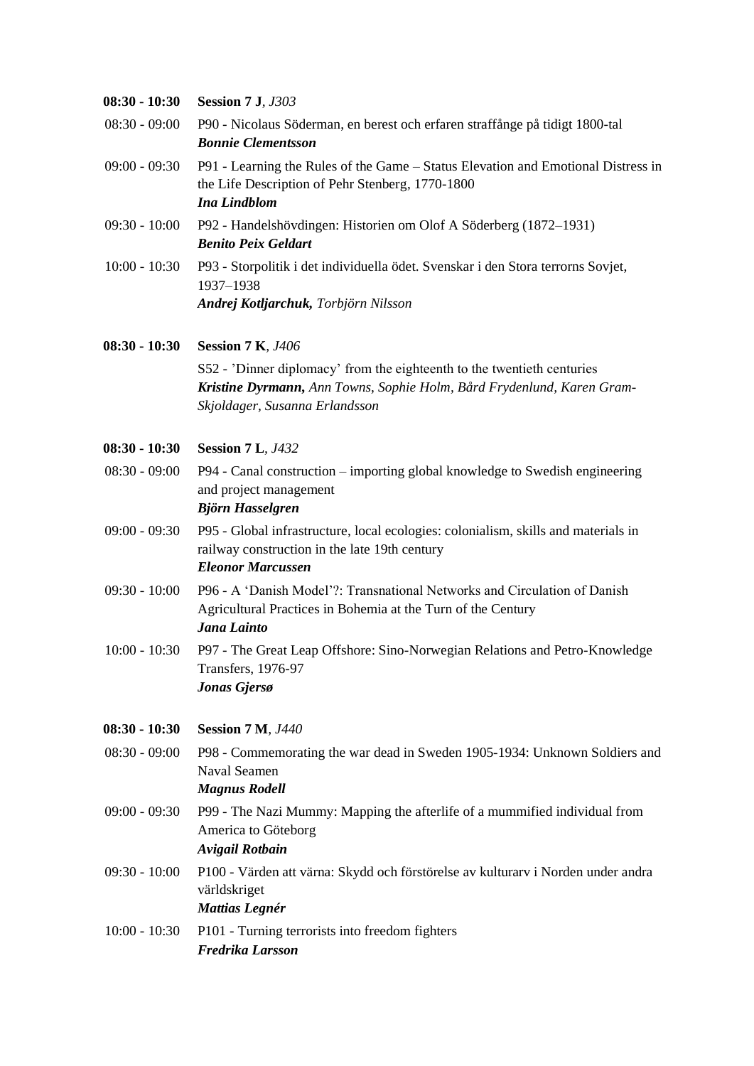**08:30 - 10:30** **Session 7 J**, *J303*

08:30 - 09:00 P90 - Nicolaus Söderman, en berest och erfaren straffånge på tidigt 1800-tal
***Bonnie Clementsson***

09:00 - 09:30 P91 - Learning the Rules of the Game – Status Elevation and Emotional Distress in the Life Description of Pehr Stenberg, 1770-1800
***Ina Lindblom***

09:30 - 10:00 P92 - Handelshövdingen: Historien om Olof A Söderberg (1872–1931)
***Benito Peix Geldart***

10:00 - 10:30 P93 - Storpolitik i det individuella ödet. Svenskar i den Stora terrorns Sovjet, 1937–1938
***Andrej Kotljarchuk,*** *Torbjörn Nilsson*

**08:30 - 10:30** **Session 7 K**, *J406*

S52 - 'Dinner diplomacy' from the eighteenth to the twentieth centuries
***Kristine Dyrmann,*** *Ann Towns, Sophie Holm, Bård Frydenlund, Karen Gram-Skjoldager, Susanna Erlandsson*

**08:30 - 10:30** **Session 7 L**, *J432*

08:30 - 09:00 P94 - Canal construction – importing global knowledge to Swedish engineering and project management
***Björn Hasselgren***

09:00 - 09:30 P95 - Global infrastructure, local ecologies: colonialism, skills and materials in railway construction in the late 19th century
***Eleonor Marcussen***

09:30 - 10:00 P96 - A 'Danish Model'?: Transnational Networks and Circulation of Danish Agricultural Practices in Bohemia at the Turn of the Century
***Jana Lainto***

10:00 - 10:30 P97 - The Great Leap Offshore: Sino-Norwegian Relations and Petro-Knowledge Transfers, 1976-97
***Jonas Gjersø***

**08:30 - 10:30** **Session 7 M**, *J440*

08:30 - 09:00 P98 - Commemorating the war dead in Sweden 1905-1934: Unknown Soldiers and Naval Seamen
***Magnus Rodell***

09:00 - 09:30 P99 - The Nazi Mummy: Mapping the afterlife of a mummified individual from America to Göteborg
***Avigail Rotbain***

09:30 - 10:00 P100 - Värden att värna: Skydd och förstörelse av kulturarv i Norden under andra världskriget
***Mattias Legnér***

10:00 - 10:30 P101 - Turning terrorists into freedom fighters
***Fredrika Larsson***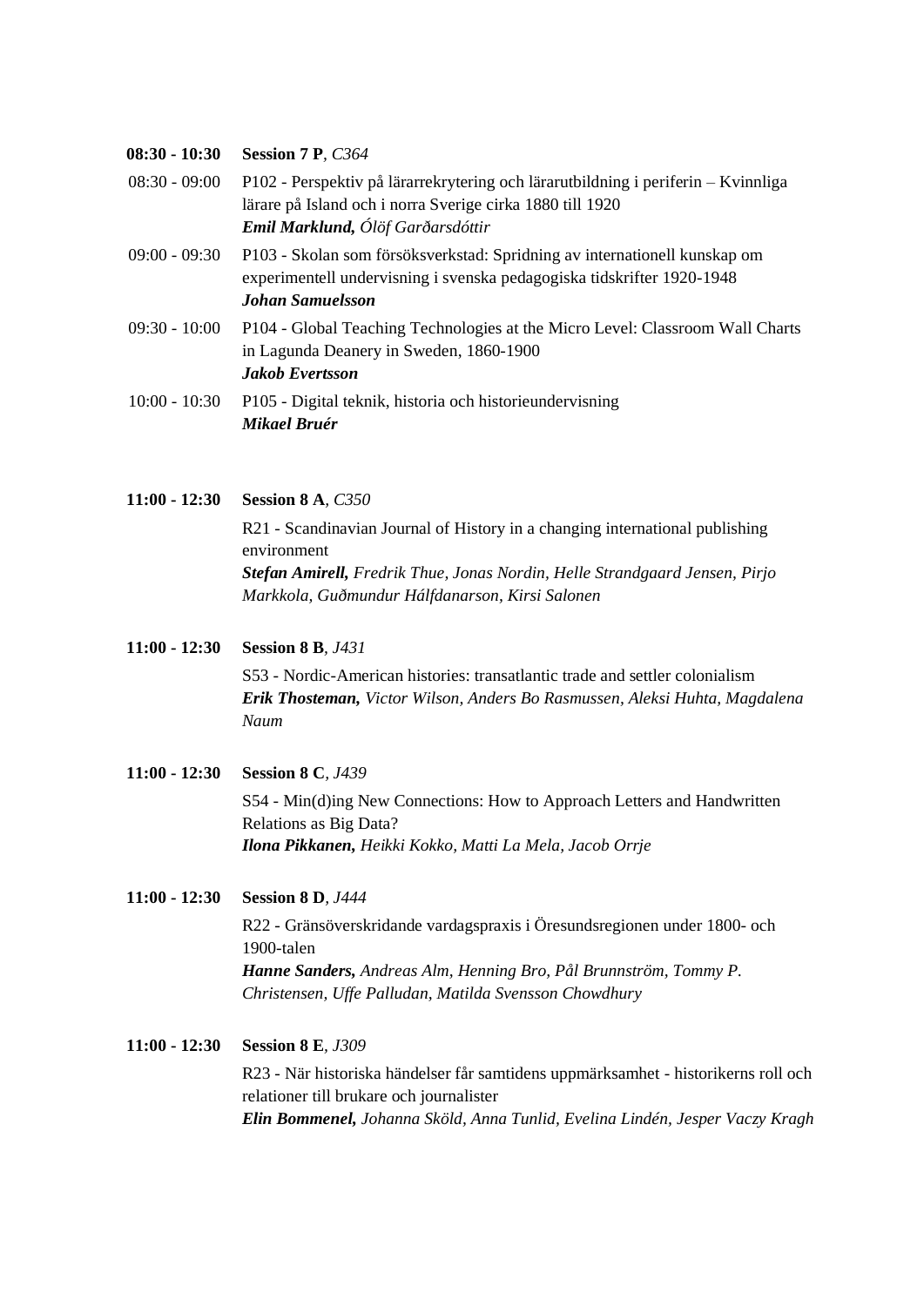**08:30 - 10:30** **Session 7 P**, *C364*

08:30 - 09:00 P102 - Perspektiv på lärarrekrytering och lärarutbildning i periferin – Kvinnliga lärare på Island och i norra Sverige cirka 1880 till 1920
***Emil Marklund,*** *Ólöf Garðarsdóttir*

09:00 - 09:30 P103 - Skolan som försöksverkstad: Spridning av internationell kunskap om experimentell undervisning i svenska pedagogiska tidskrifter 1920-1948
***Johan Samuelsson***

09:30 - 10:00 P104 - Global Teaching Technologies at the Micro Level: Classroom Wall Charts in Lagunda Deanery in Sweden, 1860-1900
***Jakob Evertsson***

10:00 - 10:30 P105 - Digital teknik, historia och historieundervisning
***Mikael Bruér***

**11:00 - 12:30** **Session 8 A**, *C350*

R21 - Scandinavian Journal of History in a changing international publishing environment
***Stefan Amirell,*** *Fredrik Thue, Jonas Nordin, Helle Strandgaard Jensen, Pirjo Markkola, Guðmundur Hálfdanarson, Kirsi Salonen*

**11:00 - 12:30** **Session 8 B**, *J431*

S53 - Nordic-American histories: transatlantic trade and settler colonialism
***Erik Thosteman,*** *Victor Wilson, Anders Bo Rasmussen, Aleksi Huhta, Magdalena Naum*

**11:00 - 12:30** **Session 8 C**, *J439*

S54 - Min(d)ing New Connections: How to Approach Letters and Handwritten Relations as Big Data?
***Ilona Pikkanen,*** *Heikki Kokko, Matti La Mela, Jacob Orrje*

**11:00 - 12:30** **Session 8 D**, *J444*

R22 - Gränsöverskridande vardagspraxis i Öresundsregionen under 1800- och 1900-talen
***Hanne Sanders,*** *Andreas Alm, Henning Bro, Pål Brunnström, Tommy P. Christensen, Uffe Palludan, Matilda Svensson Chowdhury*

**11:00 - 12:30** **Session 8 E**, *J309*

R23 - När historiska händelser får samtidens uppmärksamhet - historikerns roll och relationer till brukare och journalister
***Elin Bommenel,*** *Johanna Sköld, Anna Tunlid, Evelina Lindén, Jesper Vaczy Kragh*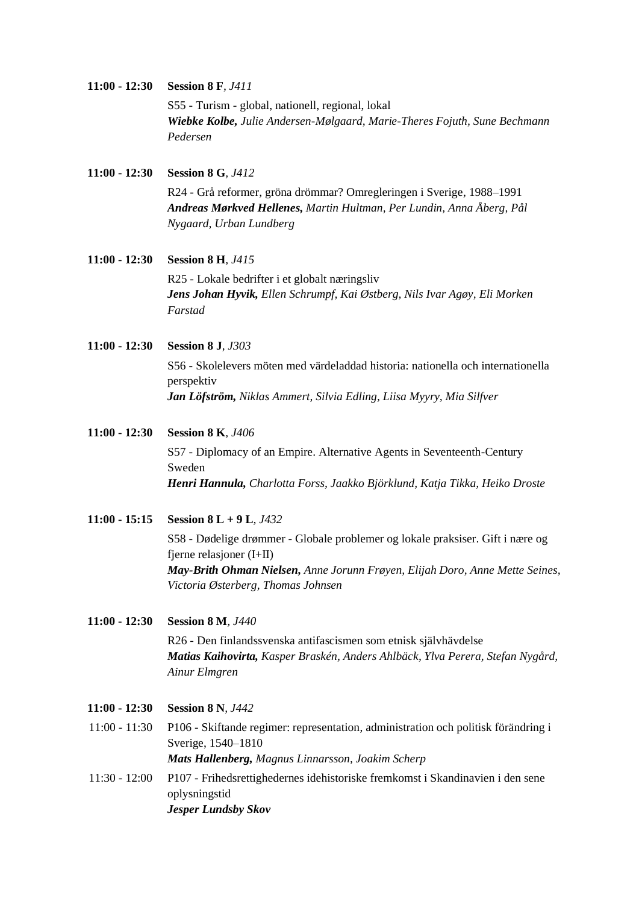**11:00 - 12:30** **Session 8 F**, *J411*

S55 - Turism - global, nationell, regional, lokal
***Wiebke Kolbe,*** *Julie Andersen-Mølgaard, Marie-Theres Fojuth, Sune Bechmann Pedersen*

**11:00 - 12:30** **Session 8 G**, *J412*

R24 - Grå reformer, gröna drömmar? Omregleringen i Sverige, 1988–1991
***Andreas Mørkved Hellenes,*** *Martin Hultman, Per Lundin, Anna Åberg, Pål Nygaard, Urban Lundberg*

**11:00 - 12:30** **Session 8 H**, *J415*

R25 - Lokale bedrifter i et globalt næringsliv
***Jens Johan Hyvik,*** *Ellen Schrumpf, Kai Østberg, Nils Ivar Agøy, Eli Morken Farstad*

**11:00 - 12:30** **Session 8 J**, *J303*

S56 - Skolelevers möten med värdeladdad historia: nationella och internationella perspektiv
***Jan Löfström,*** *Niklas Ammert, Silvia Edling, Liisa Myyry, Mia Silfver*

**11:00 - 12:30** **Session 8 K**, *J406*

S57 - Diplomacy of an Empire. Alternative Agents in Seventeenth-Century Sweden
***Henri Hannula,*** *Charlotta Forss, Jaakko Björklund, Katja Tikka, Heiko Droste*

**11:00 - 15:15** **Session 8 L + 9 L**, *J432*

S58 - Dødelige drømmer - Globale problemer og lokale praksiser. Gift i nære og fjerne relasjoner (I+II)
***May-Brith Ohman Nielsen,*** *Anne Jorunn Frøyen, Elijah Doro, Anne Mette Seines, Victoria Østerberg, Thomas Johnsen*

**11:00 - 12:30** **Session 8 M**, *J440*

R26 - Den finlandssvenska antifascismen som etnisk självhävdelse
***Matias Kaihovirta,*** *Kasper Braskén, Anders Ahlbäck, Ylva Perera, Stefan Nygård, Ainur Elmgren*

**11:00 - 12:30** **Session 8 N**, *J442*

11:00 - 11:30 P106 - Skiftande regimer: representation, administration och politisk förändring i Sverige, 1540–1810
***Mats Hallenberg,*** *Magnus Linnarsson, Joakim Scherp*

11:30 - 12:00 P107 - Frihedsrettighedernes idehistoriske fremkomst i Skandinavien i den sene oplysningstid
***Jesper Lundsby Skov***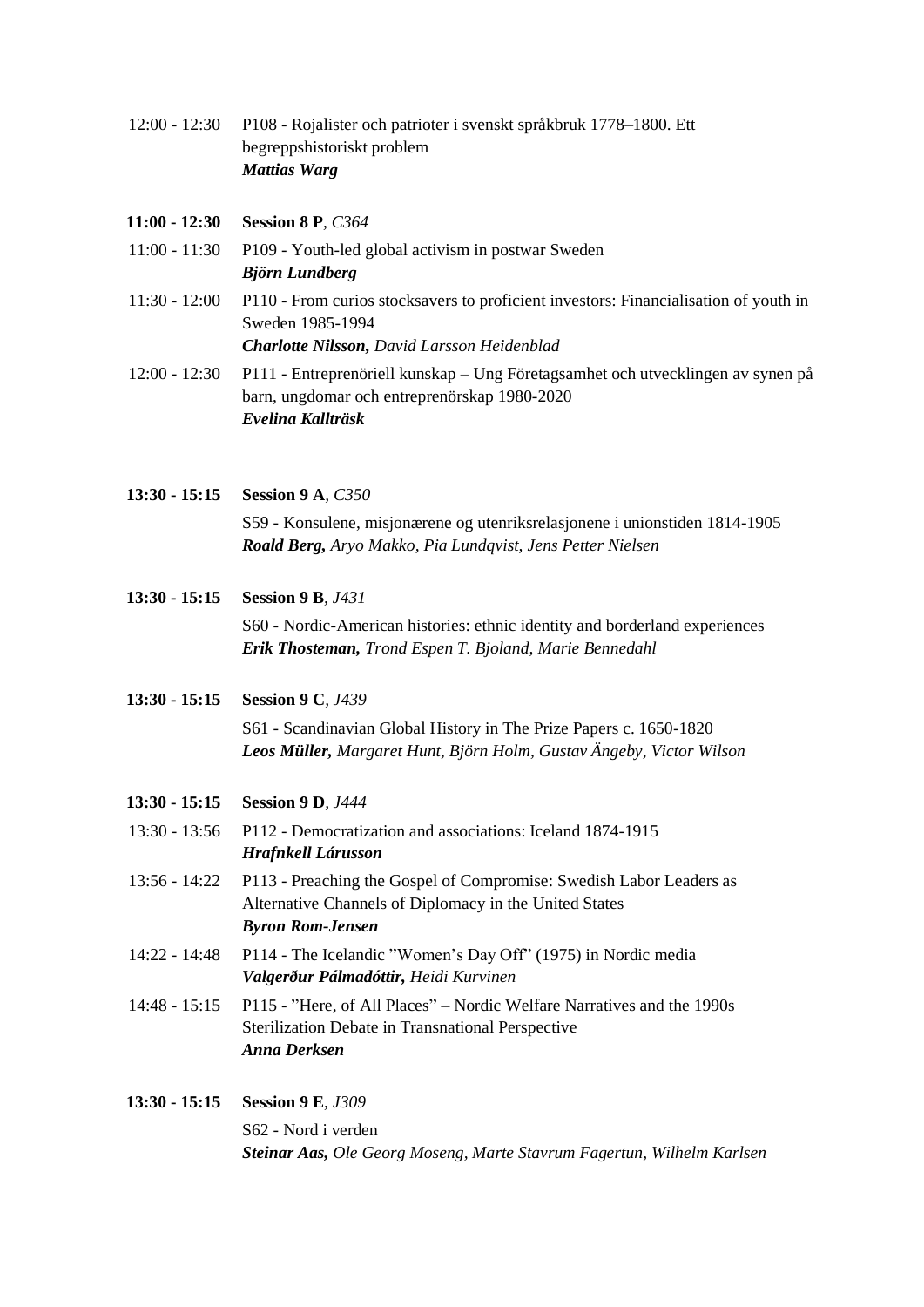12:00 - 12:30 P108 - Rojalister och patrioter i svenskt språkbruk 1778–1800. Ett begreppshistoriskt problem
***Mattias Warg***

**11:00 - 12:30 Session 8 P**, *C364*

11:00 - 11:30 P109 - Youth-led global activism in postwar Sweden
***Björn Lundberg***

11:30 - 12:00 P110 - From curios stocksavers to proficient investors: Financialisation of youth in Sweden 1985-1994
***Charlotte Nilsson,*** *David Larsson Heidenblad*

12:00 - 12:30 P111 - Entreprenöriell kunskap – Ung Företagsamhet och utvecklingen av synen på barn, ungdomar och entreprenörskap 1980-2020
***Evelina Kallträsk***

**13:30 - 15:15 Session 9 A**, *C350*

S59 - Konsulene, misjonærene og utenriksrelasjonene i unionstiden 1814-1905
***Roald Berg,*** *Aryo Makko, Pia Lundqvist, Jens Petter Nielsen*

**13:30 - 15:15 Session 9 B**, *J431*

S60 - Nordic-American histories: ethnic identity and borderland experiences
***Erik Thosteman,*** *Trond Espen T. Bjoland, Marie Bennedahl*

**13:30 - 15:15 Session 9 C**, *J439*

S61 - Scandinavian Global History in The Prize Papers c. 1650-1820
***Leos Müller,*** *Margaret Hunt, Björn Holm, Gustav Ängeby, Victor Wilson*

**13:30 - 15:15 Session 9 D**, *J444*

13:30 - 13:56 P112 - Democratization and associations: Iceland 1874-1915
***Hrafnkell Lárusson***

13:56 - 14:22 P113 - Preaching the Gospel of Compromise: Swedish Labor Leaders as Alternative Channels of Diplomacy in the United States
***Byron Rom-Jensen***

14:22 - 14:48 P114 - The Icelandic ”Women's Day Off” (1975) in Nordic media
***Valgerður Pálmadóttir,*** *Heidi Kurvinen*

14:48 - 15:15 P115 - ”Here, of All Places” – Nordic Welfare Narratives and the 1990s Sterilization Debate in Transnational Perspective
***Anna Derksen***

**13:30 - 15:15 Session 9 E**, *J309*

S62 - Nord i verden
***Steinar Aas,*** *Ole Georg Moseng, Marte Stavrum Fagertun, Wilhelm Karlsen*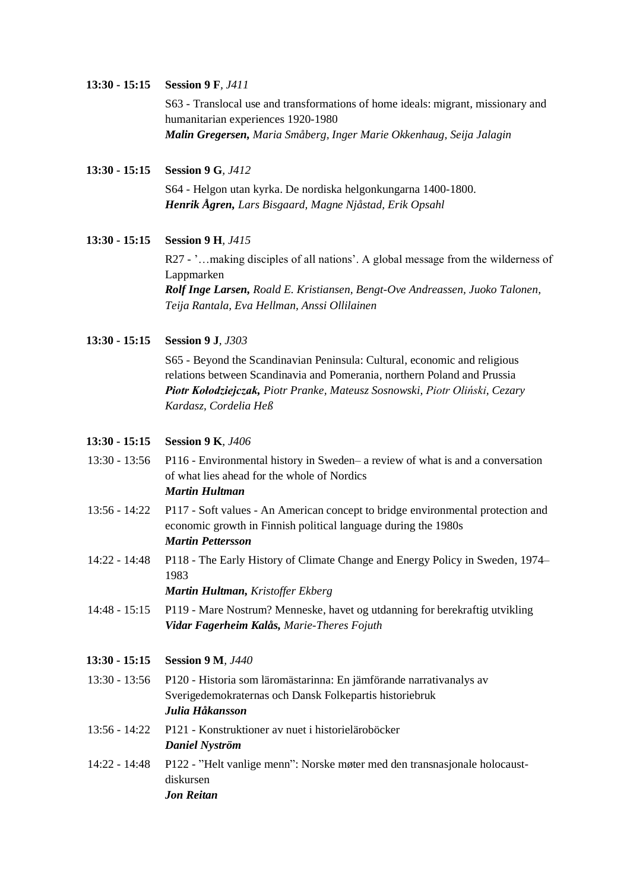**13:30 - 15:15** **Session 9 F**, *J411*

S63 - Translocal use and transformations of home ideals: migrant, missionary and humanitarian experiences 1920-1980
***Malin Gregersen,*** *Maria Småberg, Inger Marie Okkenhaug, Seija Jalagin*

**13:30 - 15:15** **Session 9 G**, *J412*

S64 - Helgon utan kyrka. De nordiska helgonkungarna 1400-1800.
***Henrik Ågren,*** *Lars Bisgaard, Magne Njåstad, Erik Opsahl*

**13:30 - 15:15** **Session 9 H**, *J415*

R27 - '…making disciples of all nations'. A global message from the wilderness of Lappmarken
***Rolf Inge Larsen,*** *Roald E. Kristiansen, Bengt-Ove Andreassen, Juoko Talonen, Teija Rantala, Eva Hellman, Anssi Ollilainen*

**13:30 - 15:15** **Session 9 J**, *J303*

S65 - Beyond the Scandinavian Peninsula: Cultural, economic and religious relations between Scandinavia and Pomerania, northern Poland and Prussia
***Piotr Kołodziejczak,*** *Piotr Pranke, Mateusz Sosnowski, Piotr Oliński, Cezary Kardasz, Cordelia Heß*

**13:30 - 15:15** **Session 9 K**, *J406*

13:30 - 13:56 P116 - Environmental history in Sweden– a review of what is and a conversation of what lies ahead for the whole of Nordics
***Martin Hultman***

13:56 - 14:22 P117 - Soft values - An American concept to bridge environmental protection and economic growth in Finnish political language during the 1980s
***Martin Pettersson***

14:22 - 14:48 P118 - The Early History of Climate Change and Energy Policy in Sweden, 1974–1983
***Martin Hultman,*** *Kristoffer Ekberg*

14:48 - 15:15 P119 - Mare Nostrum? Menneske, havet og utdanning for berekraftig utvikling
***Vidar Fagerheim Kalås,*** *Marie-Theres Fojuth*

**13:30 - 15:15** **Session 9 M**, *J440*

13:30 - 13:56 P120 - Historia som lärομästarinna: En jämförande narrativanalys av Sverigedemokraternas och Dansk Folkepartis historiebruk
***Julia Håkansson***

13:56 - 14:22 P121 - Konstruktioner av nuet i historieläroböcker
***Daniel Nyström***

14:22 - 14:48 P122 - "Helt vanlige menn": Norske møter med den transnasjonale holocaust-diskursen
***Jon Reitan***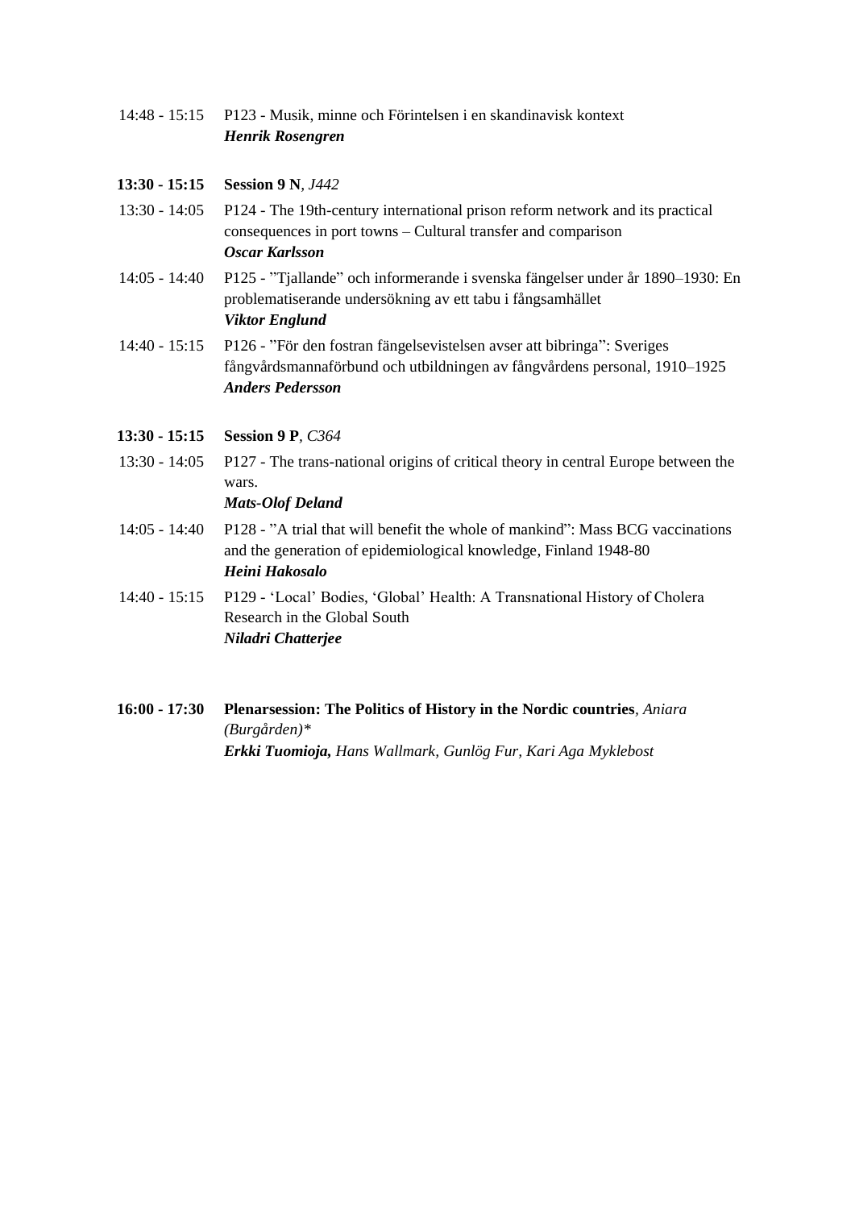14:48 - 15:15 P123 - Musik, minne och Förintelsen i en skandinavisk kontext
***Henrik Rosengren***

**13:30 - 15:15 Session 9 N**, *J442*

13:30 - 14:05 P124 - The 19th-century international prison reform network and its practical consequences in port towns – Cultural transfer and comparison
***Oscar Karlsson***

14:05 - 14:40 P125 - ”Tjallande” och informerande i svenska fängelser under år 1890–1930: En problematiserande undersökning av ett tabu i fångsamhället
***Viktor Englund***

14:40 - 15:15 P126 - ”För den fostran fängelsevistelsen avser att bibringa”: Sveriges fångvårdsmannaförbund och utbildningen av fångvårdens personal, 1910–1925
***Anders Pedersson***

**13:30 - 15:15 Session 9 P**, *C364*

13:30 - 14:05 P127 - The trans-national origins of critical theory in central Europe between the wars.
***Mats-Olof Deland***

14:05 - 14:40 P128 - ”A trial that will benefit the whole of mankind”: Mass BCG vaccinations and the generation of epidemiological knowledge, Finland 1948-80
***Heini Hakosalo***

14:40 - 15:15 P129 - ‘Local’ Bodies, ‘Global’ Health: A Transnational History of Cholera Research in the Global South
***Niladri Chatterjee***

**16:00 - 17:30 Plenarsession: The Politics of History in the Nordic countries**, *Aniara (Burgården)**
***Erkki Tuomioja,*** *Hans Wallmark, Gunlög Fur, Kari Aga Myklebost*